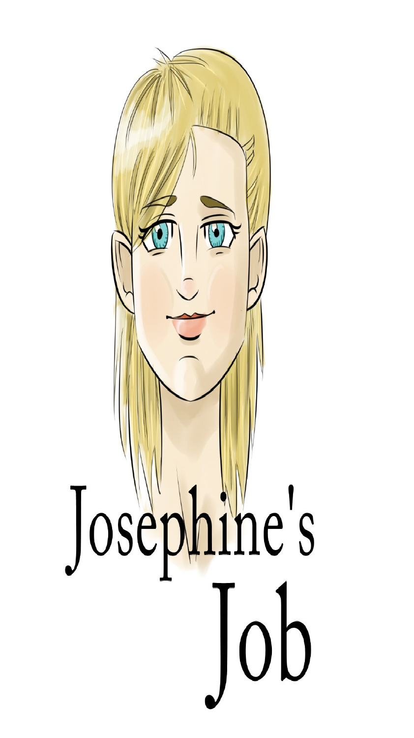# Josephine's Job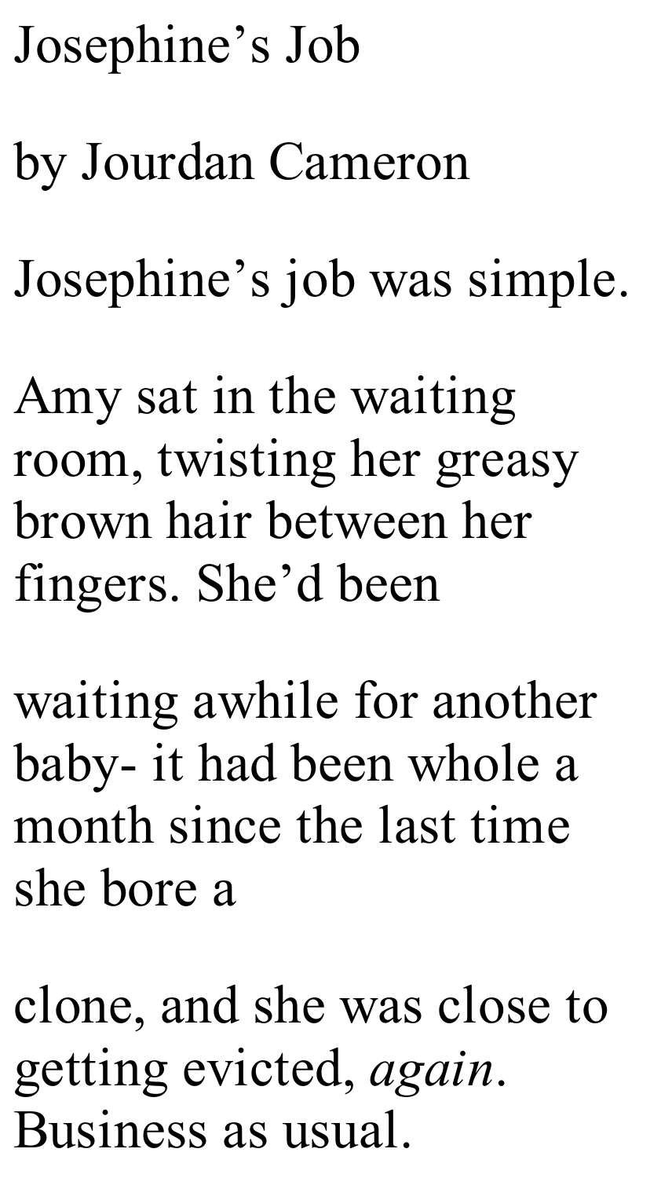# Josephine's Job

by Jourdan Cameron

Josephine's job was simple.

Amy sat in the waiting room, twisting her greasy brown hair between her fingers. She'd been waiting awhile for another baby- it had been whole a month since the last time she bore a clone, and she was close to getting evicted, *again*. Business as usual.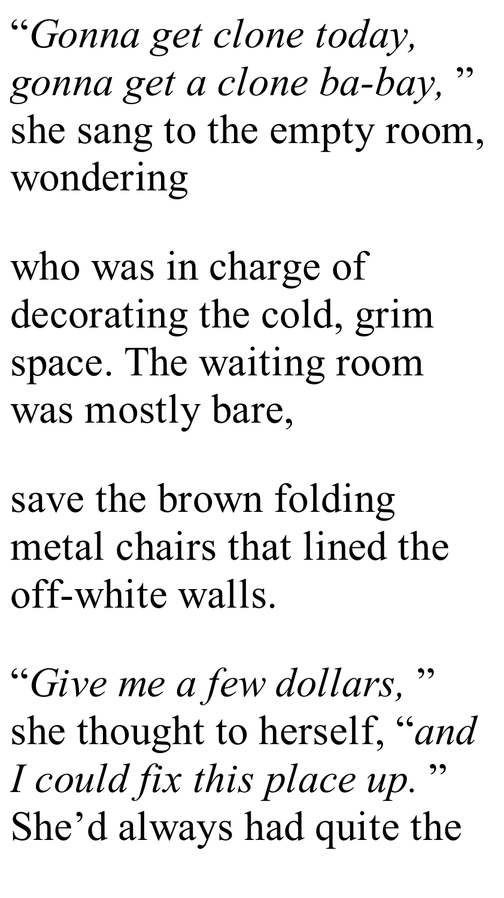"*Gonna get clone today, gonna get a clone ba-bay,*" she sang to the empty room, wondering

who was in charge of decorating the cold, grim space. The waiting room was mostly bare,

save the brown folding metal chairs that lined the off-white walls.

"*Give me a few dollars,*" she thought to herself, "*and I could fix this place up.*" She'd always had quite the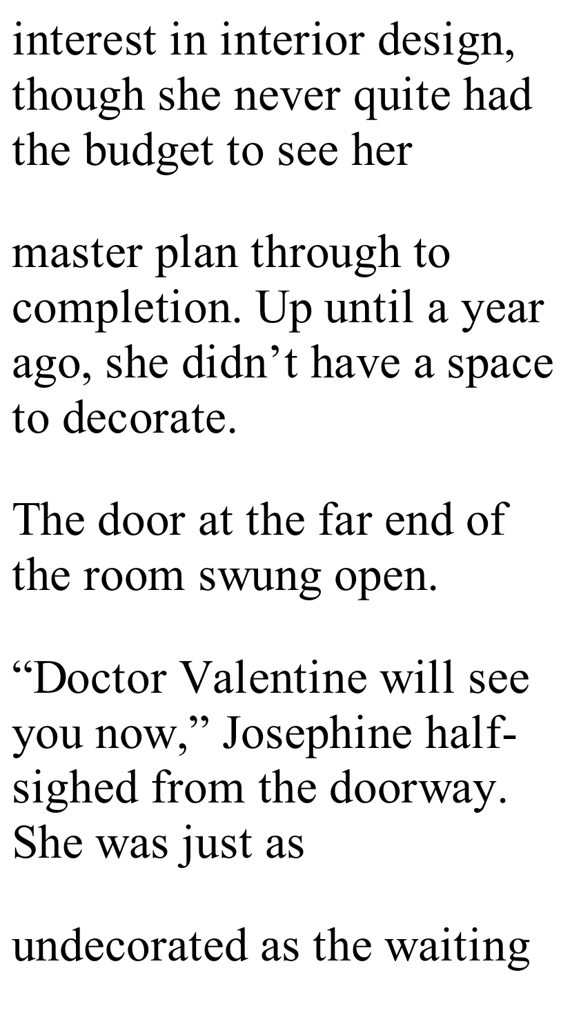interest in interior design, though she never quite had the budget to see her master plan through to completion. Up until a year ago, she didn't have a space to decorate.

The door at the far end of the room swung open.

"Doctor Valentine will see you now," Josephine half-sighed from the doorway. She was just as undecorated as the waiting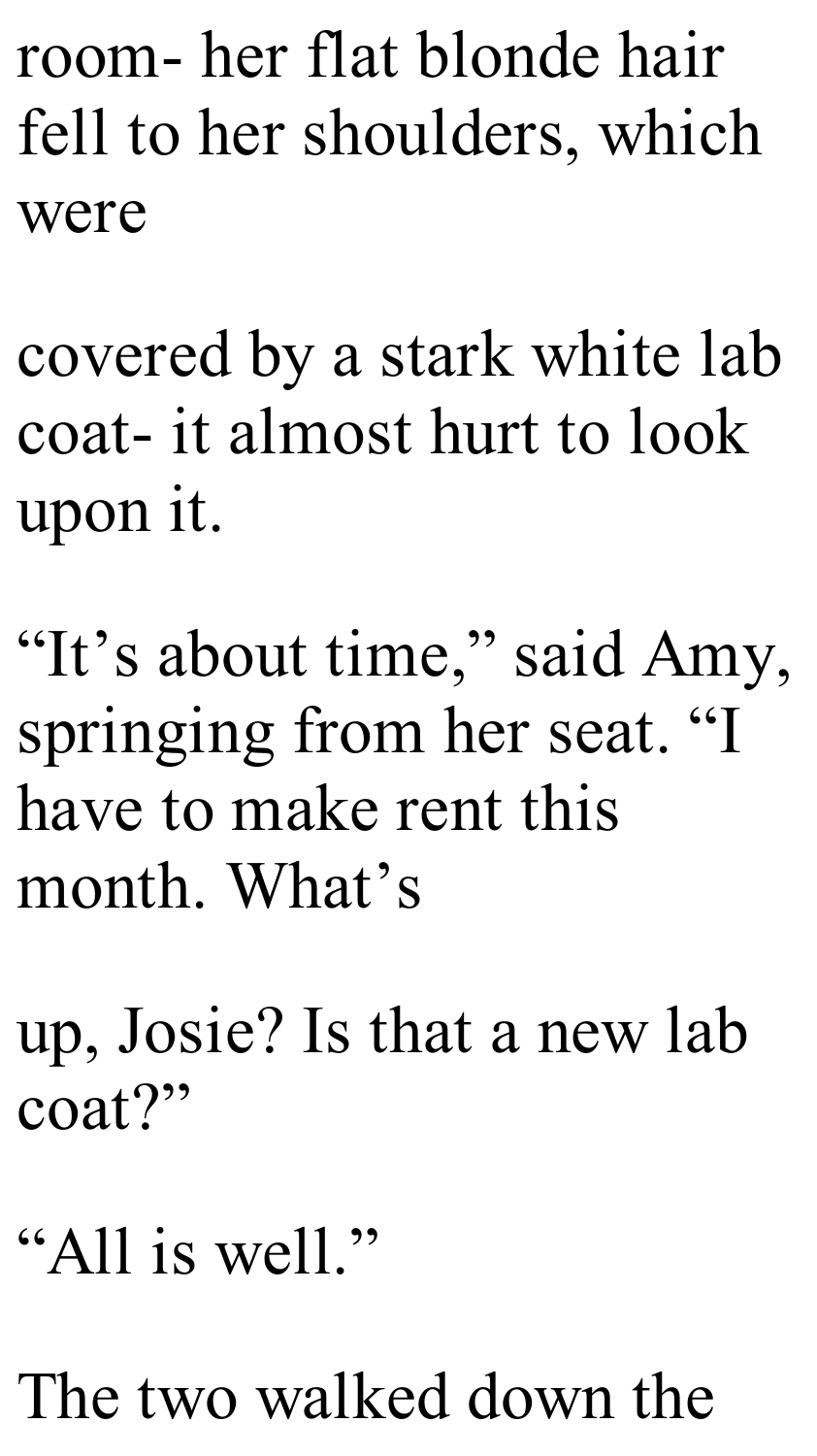room- her flat blonde hair fell to her shoulders, which were covered by a stark white lab coat- it almost hurt to look upon it.

"It's about time," said Amy, springing from her seat. "I have to make rent this month. What's up, Josie? Is that a new lab coat?"

"All is well."

The two walked down the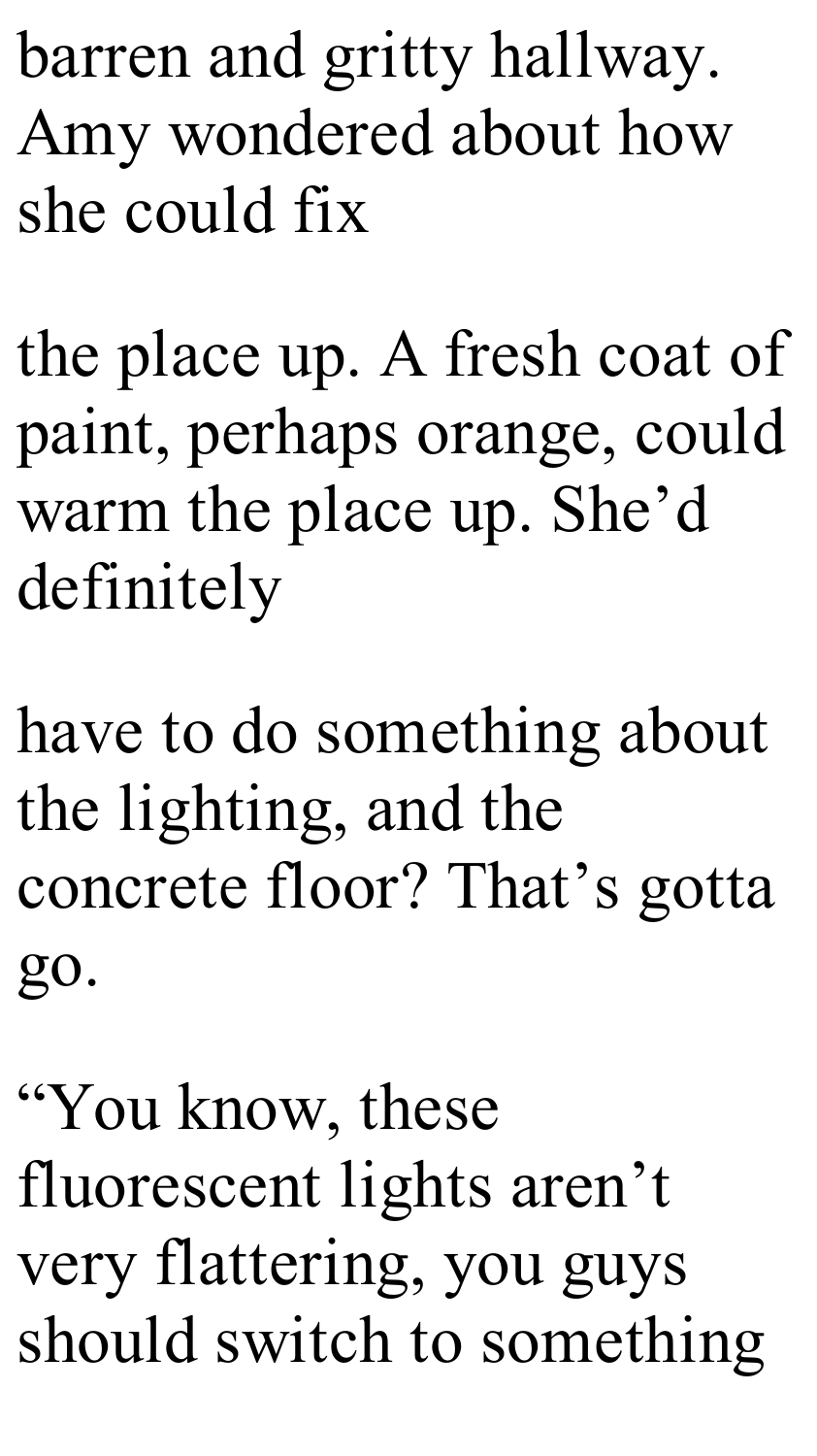barren and gritty hallway. Amy wondered about how she could fix the place up. A fresh coat of paint, perhaps orange, could warm the place up. She'd definitely have to do something about the lighting, and the concrete floor? That's gotta go.

"You know, these fluorescent lights aren't very flattering, you guys should switch to something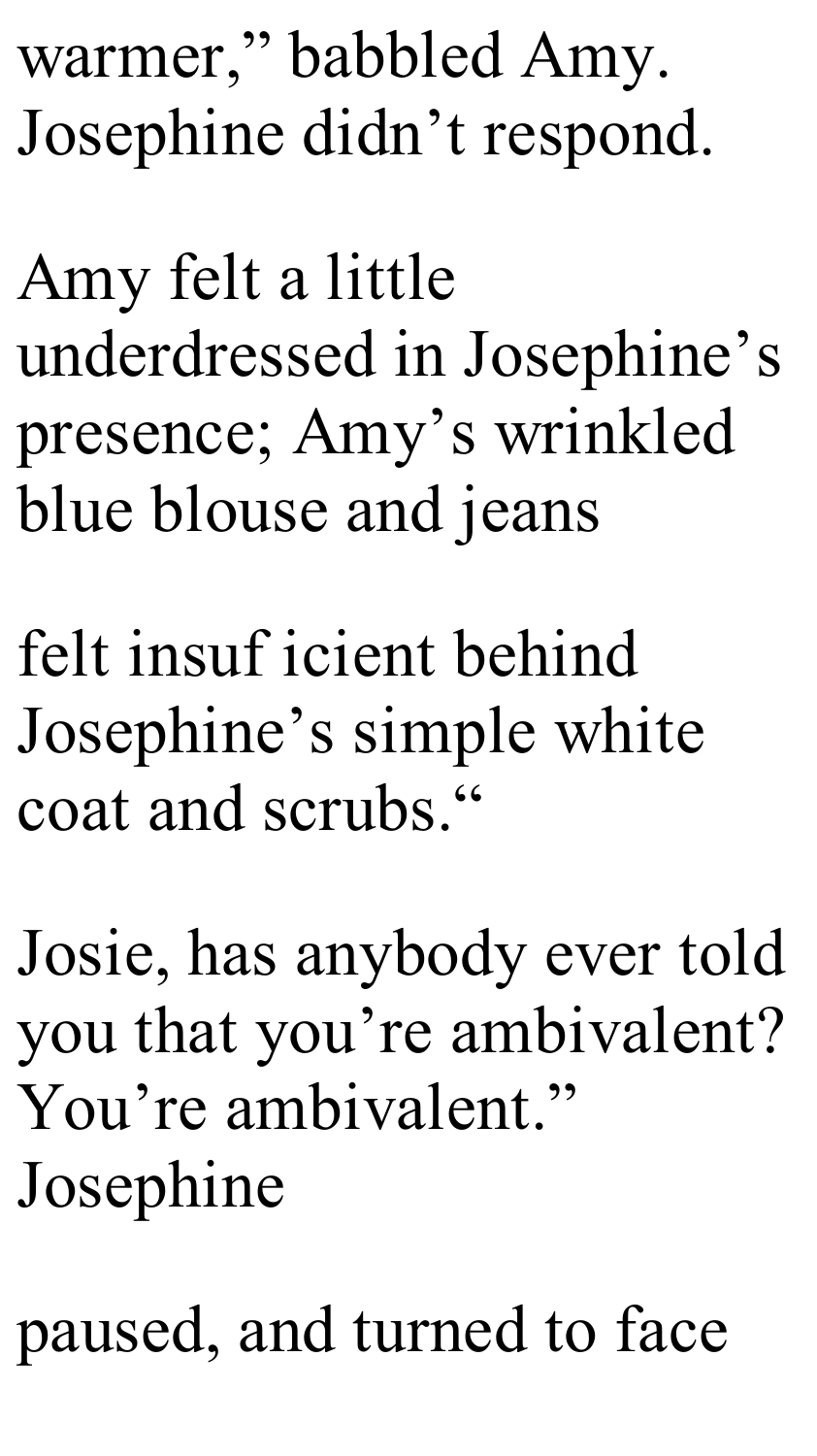warmer," babbled Amy. Josephine didn't respond.

Amy felt a little underdressed in Josephine's presence; Amy's wrinkled blue blouse and jeans

felt insuf icient behind Josephine's simple white coat and scrubs."

Josie, has anybody ever told you that you're ambivalent? You're ambivalent." Josephine

paused, and turned to face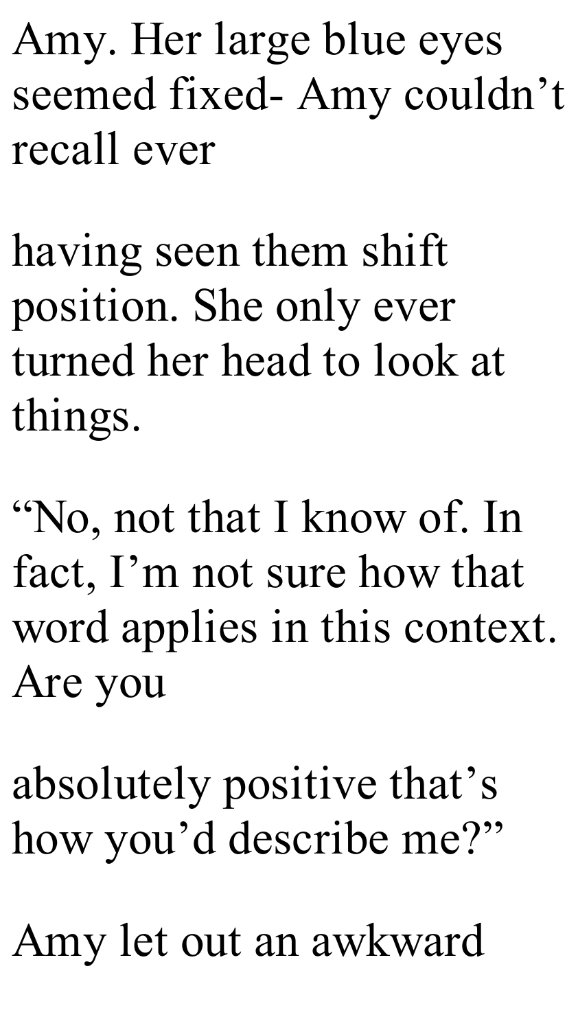Amy. Her large blue eyes seemed fixed- Amy couldn't recall ever

having seen them shift position. She only ever turned her head to look at things.

"No, not that I know of. In fact, I'm not sure how that word applies in this context. Are you

absolutely positive that's how you'd describe me?"

Amy let out an awkward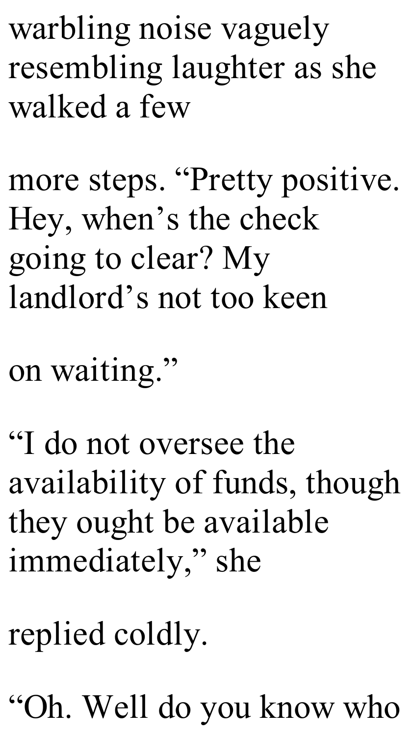warbling noise vaguely resembling laughter as she walked a few more steps. “Pretty positive. Hey, when’s the check going to clear? My landlord’s not too keen on waiting.”

“I do not oversee the availability of funds, though they ought be available immediately,” she replied coldly.

“Oh. Well do you know who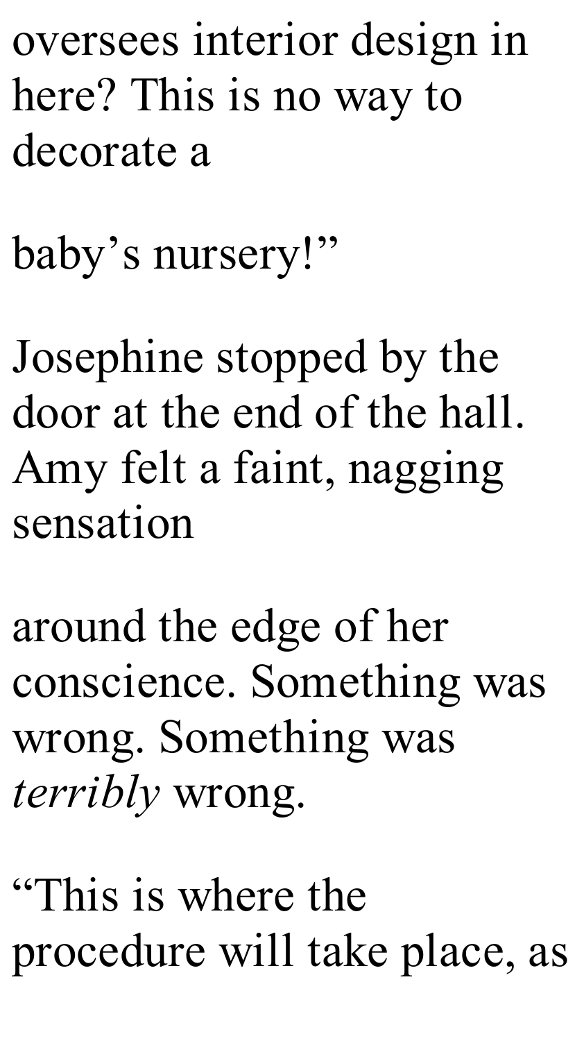oversees interior design in here? This is no way to decorate a baby's nursery!"

Josephine stopped by the door at the end of the hall. Amy felt a faint, nagging sensation around the edge of her conscience. Something was wrong. Something was *terribly* wrong.

"This is where the procedure will take place, as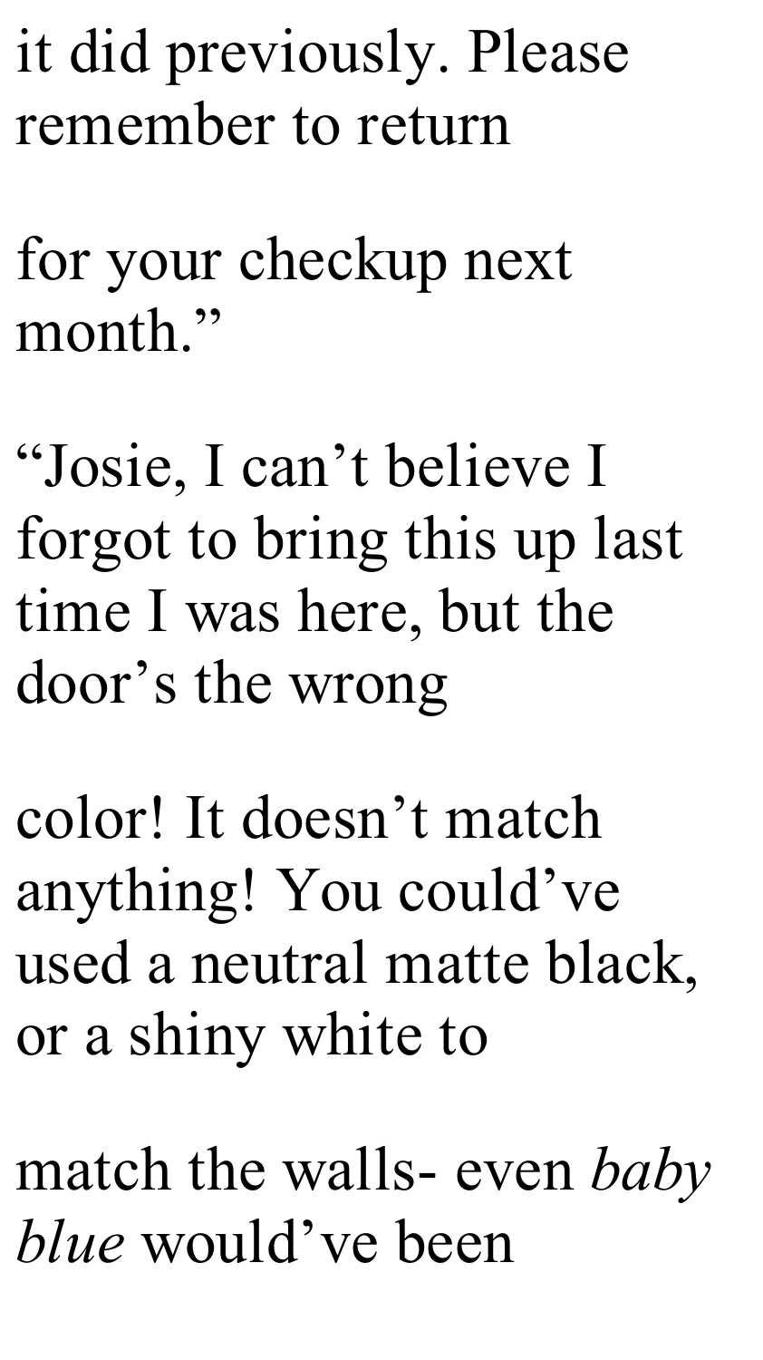it did previously. Please
remember to return

for your checkup next
month."

"Josie, I can't believe I
forgot to bring this up last
time I was here, but the
door's the wrong

color! It doesn't match
anything! You could've
used a neutral matte black,
or a shiny white to

match the walls- even *baby
blue* would've been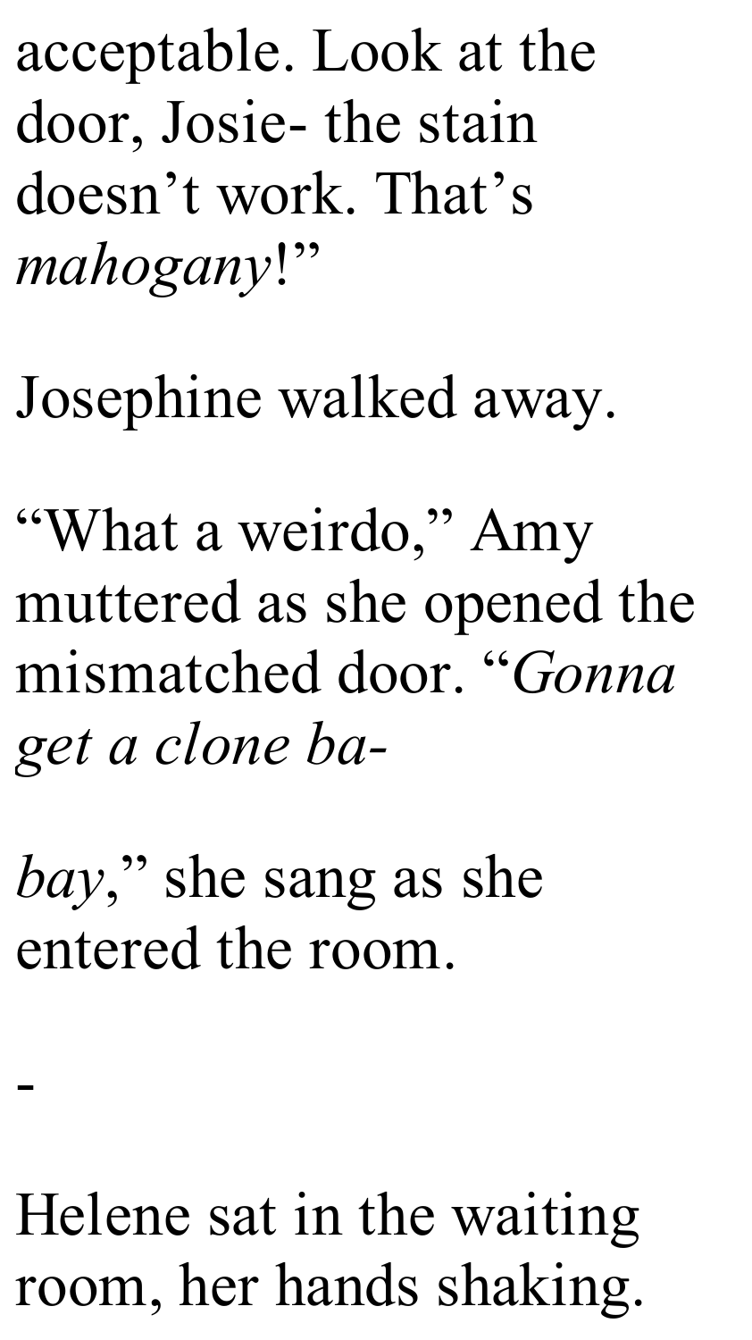acceptable. Look at the door, Josie- the stain doesn't work. That's *mahogany*!"

Josephine walked away.

"What a weirdo," Amy muttered as she opened the mismatched door. "*Gonna get a clone ba-*

*bay*," she sang as she entered the room.

-

Helene sat in the waiting room, her hands shaking.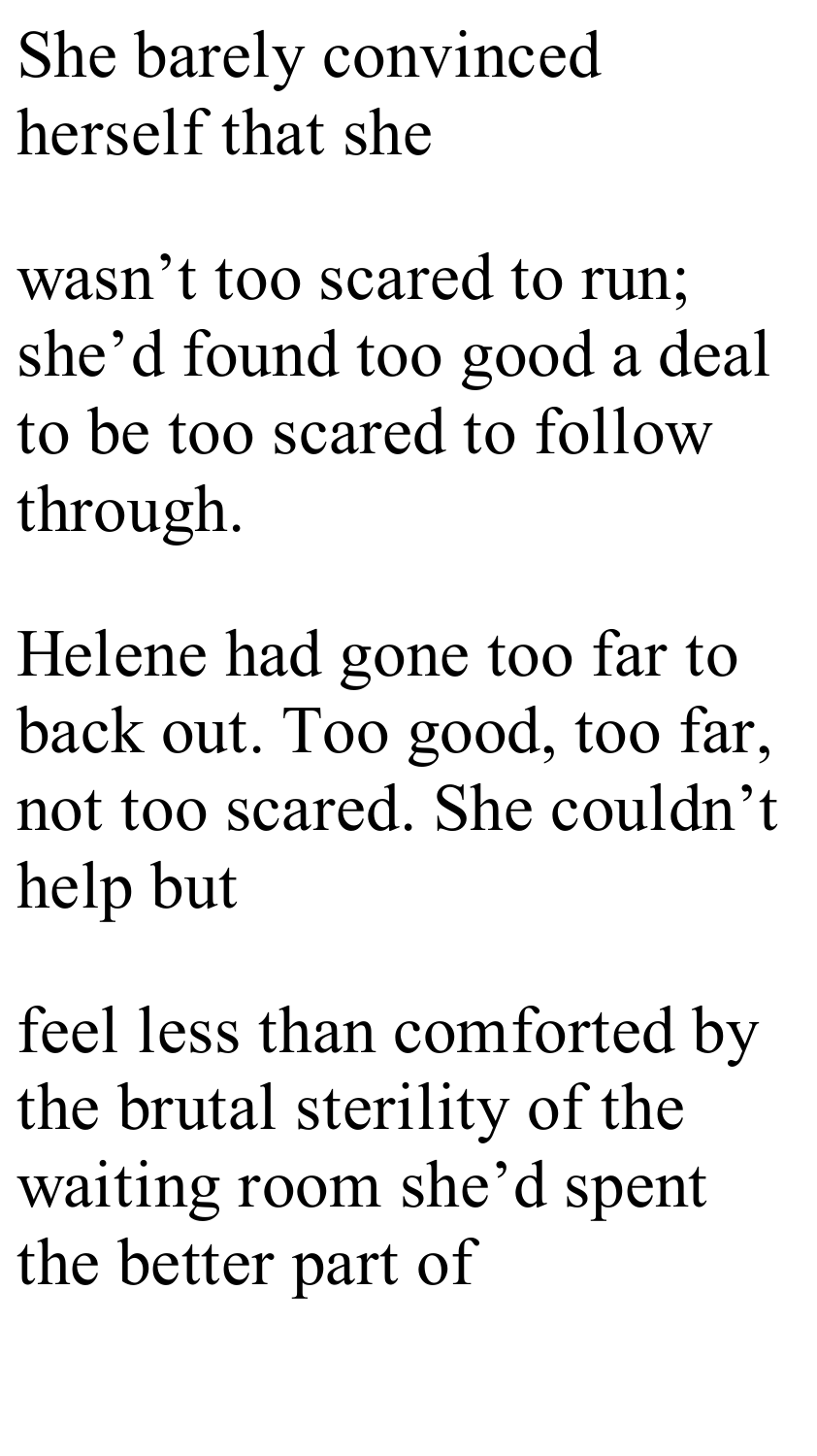She barely convinced herself that she

wasn't too scared to run; she'd found too good a deal to be too scared to follow through.

Helene had gone too far to back out. Too good, too far, not too scared. She couldn't help but

feel less than comforted by the brutal sterility of the waiting room she'd spent the better part of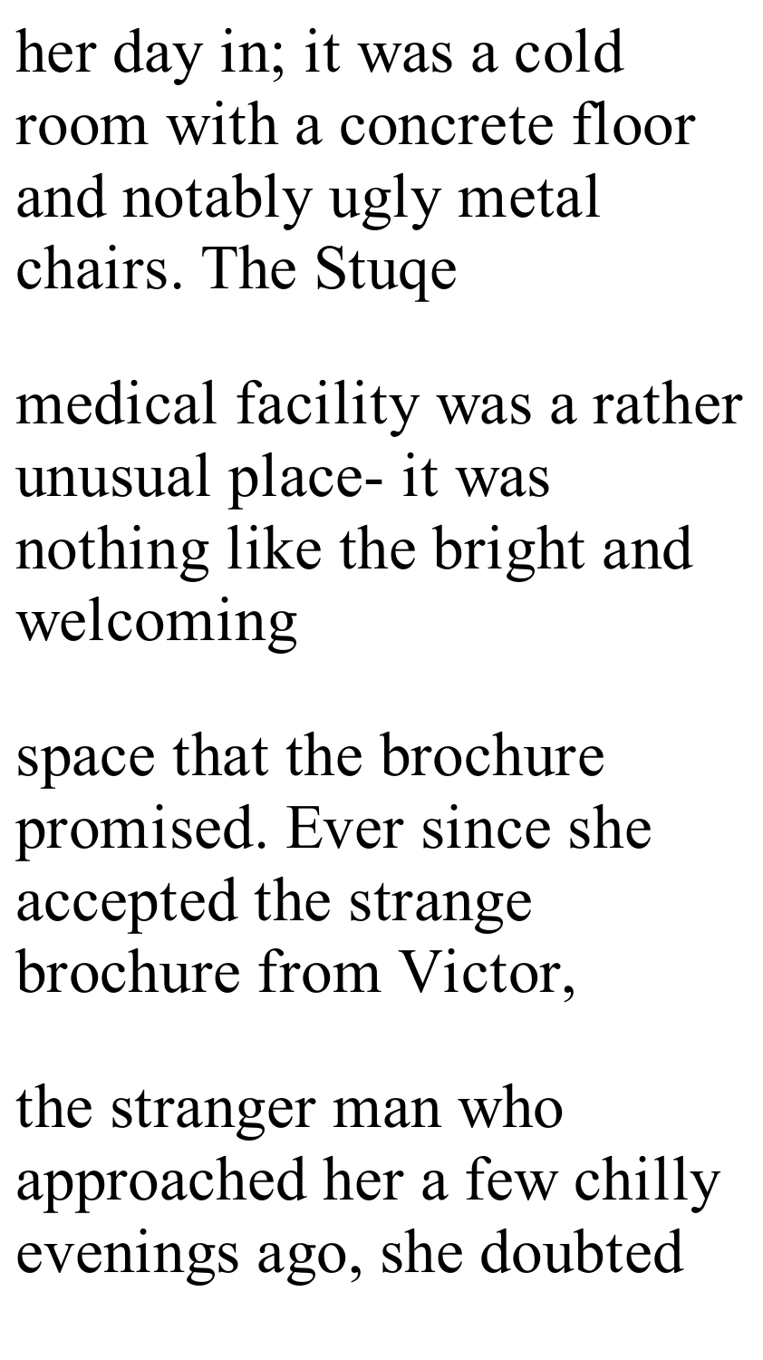her day in; it was a cold room with a concrete floor and notably ugly metal chairs. The Stuqe medical facility was a rather unusual place- it was nothing like the bright and welcoming space that the brochure promised. Ever since she accepted the strange brochure from Victor, the stranger man who approached her a few chilly evenings ago, she doubted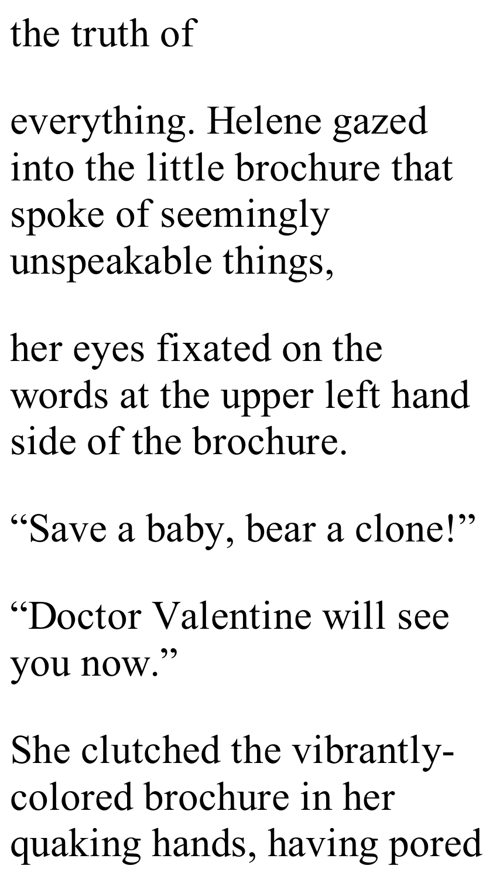the truth of

everything. Helene gazed into the little brochure that spoke of seemingly unspeakable things,

her eyes fixated on the words at the upper left hand side of the brochure.

“Save a baby, bear a clone!”

“Doctor Valentine will see you now.”

She clutched the vibrantly-colored brochure in her quaking hands, having pored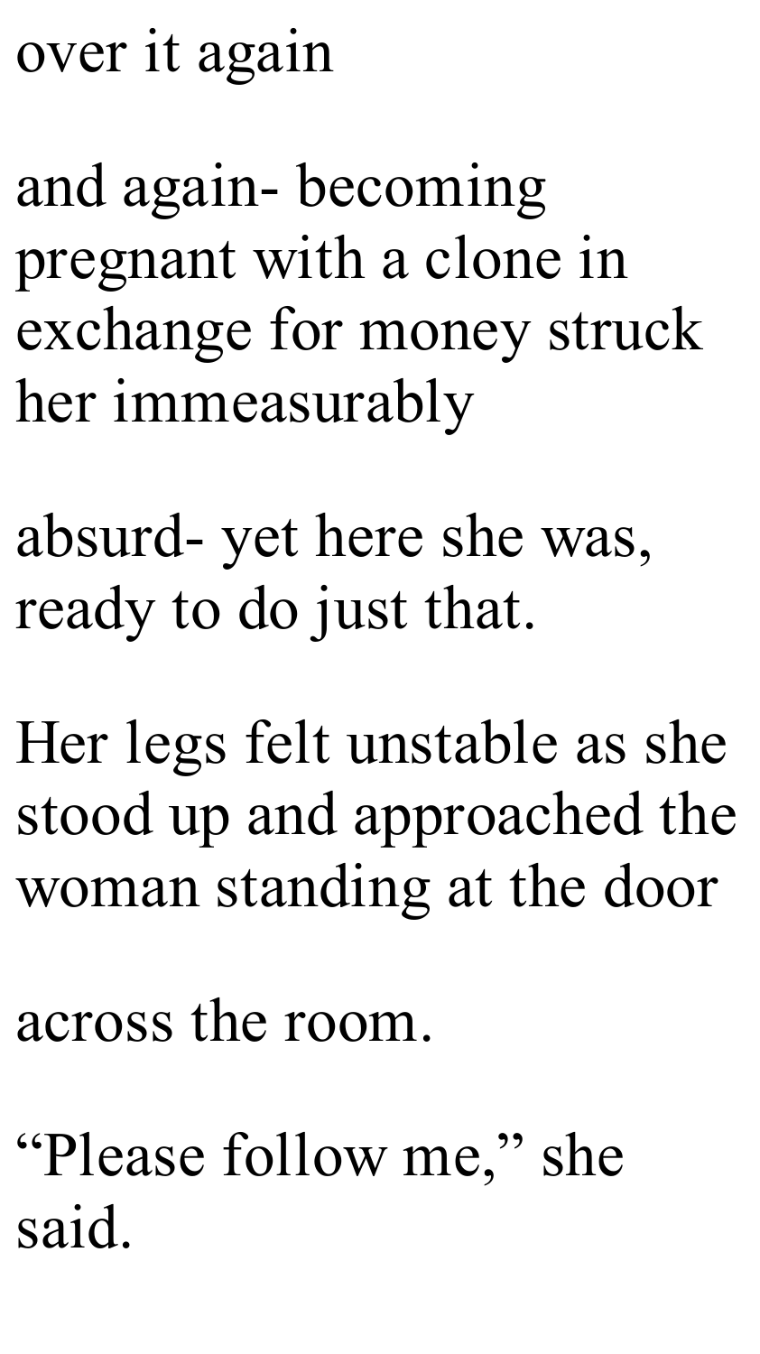over it again

and again- becoming pregnant with a clone in exchange for money struck her immeasurably

absurd- yet here she was, ready to do just that.

Her legs felt unstable as she stood up and approached the woman standing at the door

across the room.

“Please follow me,” she said.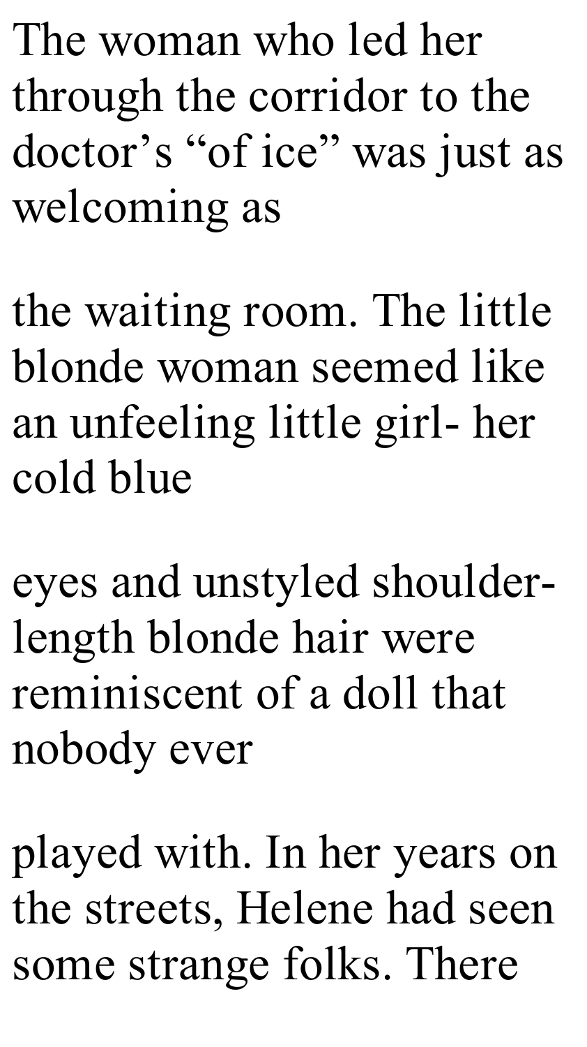The woman who led her through the corridor to the doctor’s “of ice” was just as welcoming as the waiting room. The little blonde woman seemed like an unfeeling little girl- her cold blue eyes and unstyled shoulder-length blonde hair were reminiscent of a doll that nobody ever played with. In her years on the streets, Helene had seen some strange folks. There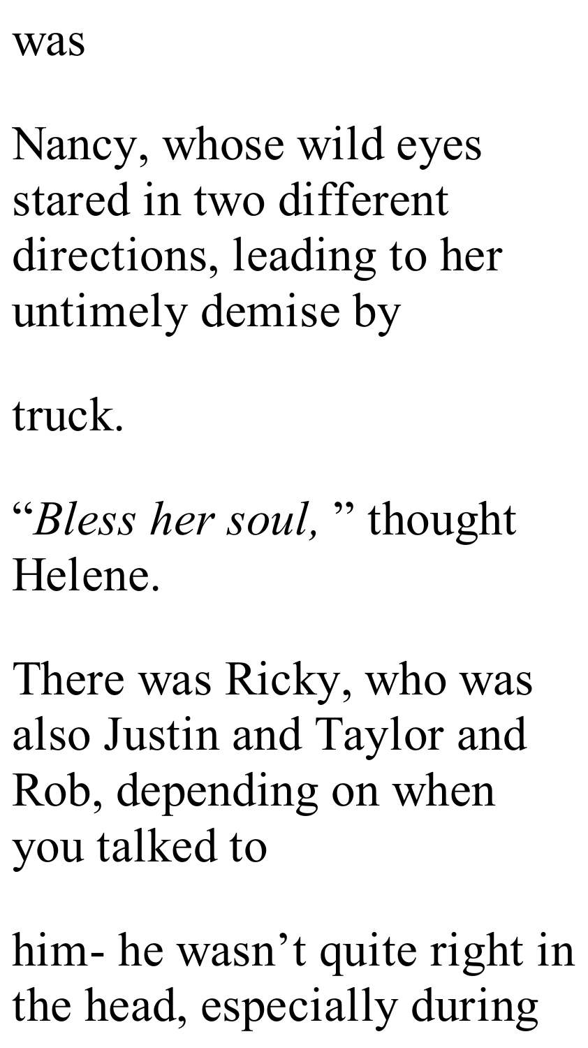was

Nancy, whose wild eyes stared in two different directions, leading to her untimely demise by

truck.

“*Bless her soul,* ” thought Helene.

There was Ricky, who was also Justin and Taylor and Rob, depending on when you talked to

him- he wasn’t quite right in the head, especially during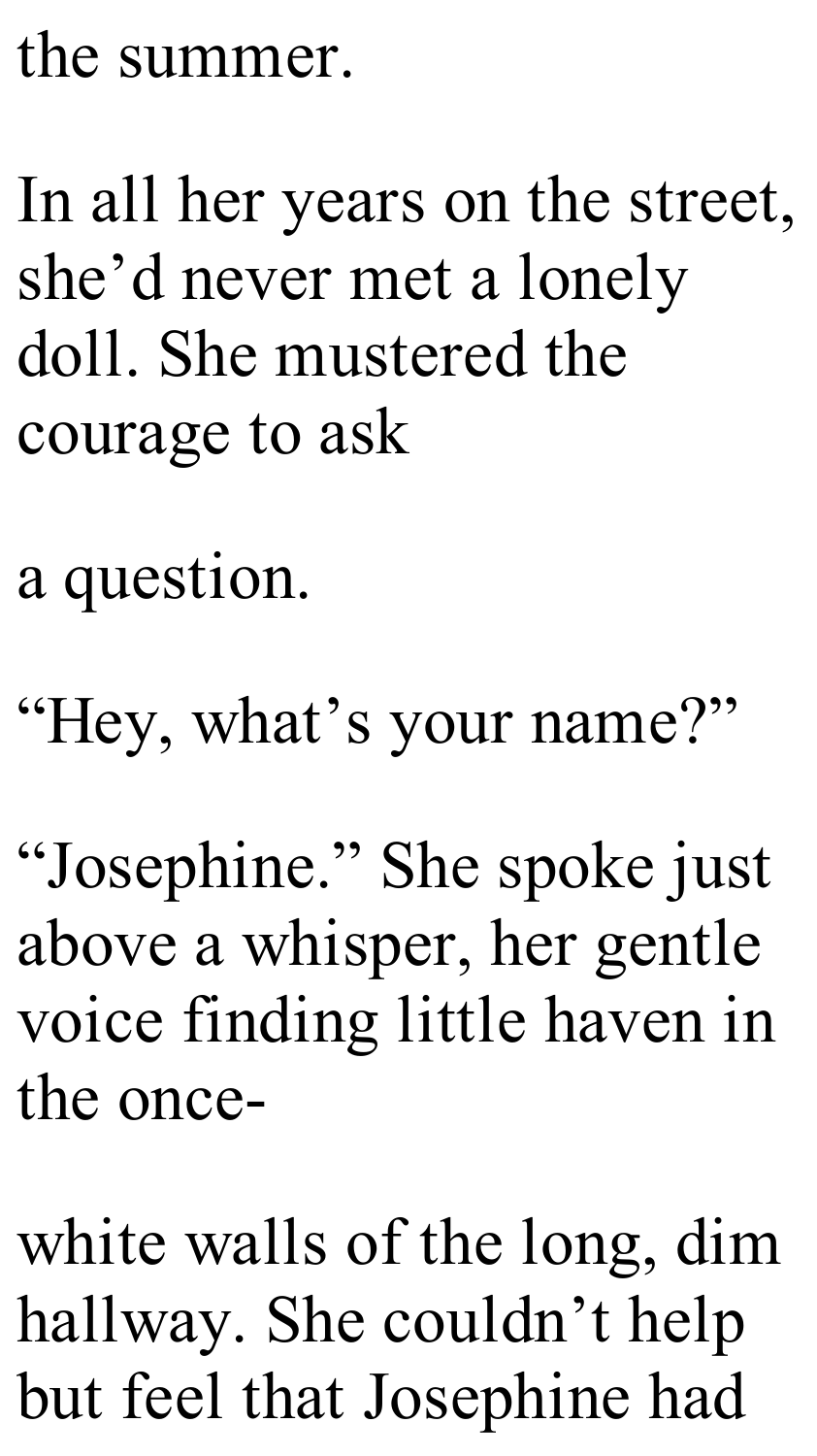the summer.

In all her years on the street, she'd never met a lonely doll. She mustered the courage to ask

a question.

"Hey, what's your name?"

"Josephine." She spoke just above a whisper, her gentle voice finding little haven in the once-

white walls of the long, dim hallway. She couldn't help but feel that Josephine had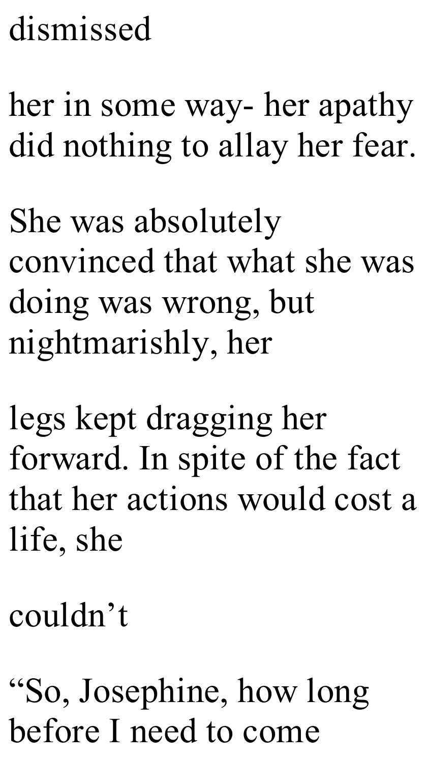dismissed

her in some way- her apathy did nothing to allay her fear.

She was absolutely convinced that what she was doing was wrong, but nightmarishly, her

legs kept dragging her forward. In spite of the fact that her actions would cost a life, she

couldn’t

“So, Josephine, how long before I need to come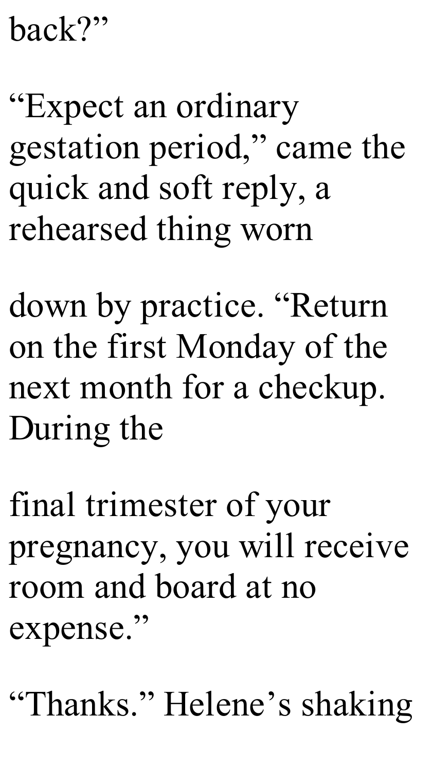back?”

“Expect an ordinary gestation period,” came the quick and soft reply, a rehearsed thing worn down by practice. “Return on the first Monday of the next month for a checkup. During the final trimester of your pregnancy, you will receive room and board at no expense.”

“Thanks.” Helene’s shaking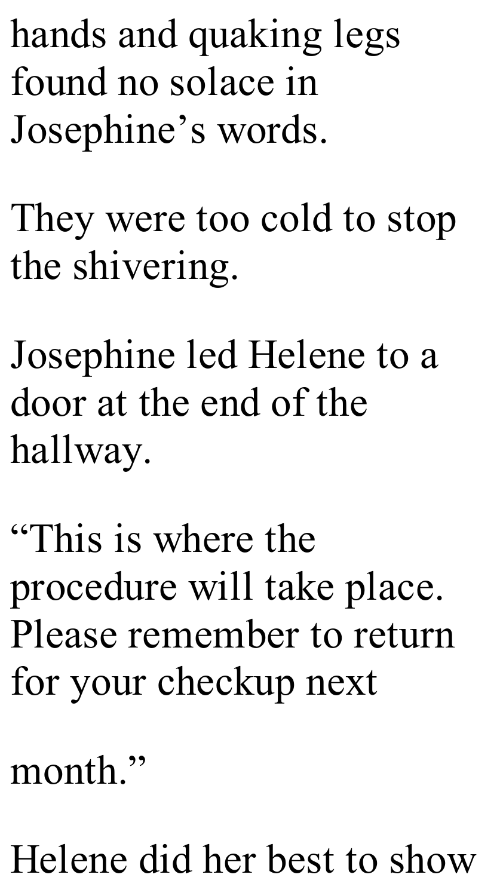hands and quaking legs found no solace in Josephine's words.

They were too cold to stop the shivering.

Josephine led Helene to a door at the end of the hallway.

"This is where the procedure will take place. Please remember to return for your checkup next

month."

Helene did her best to show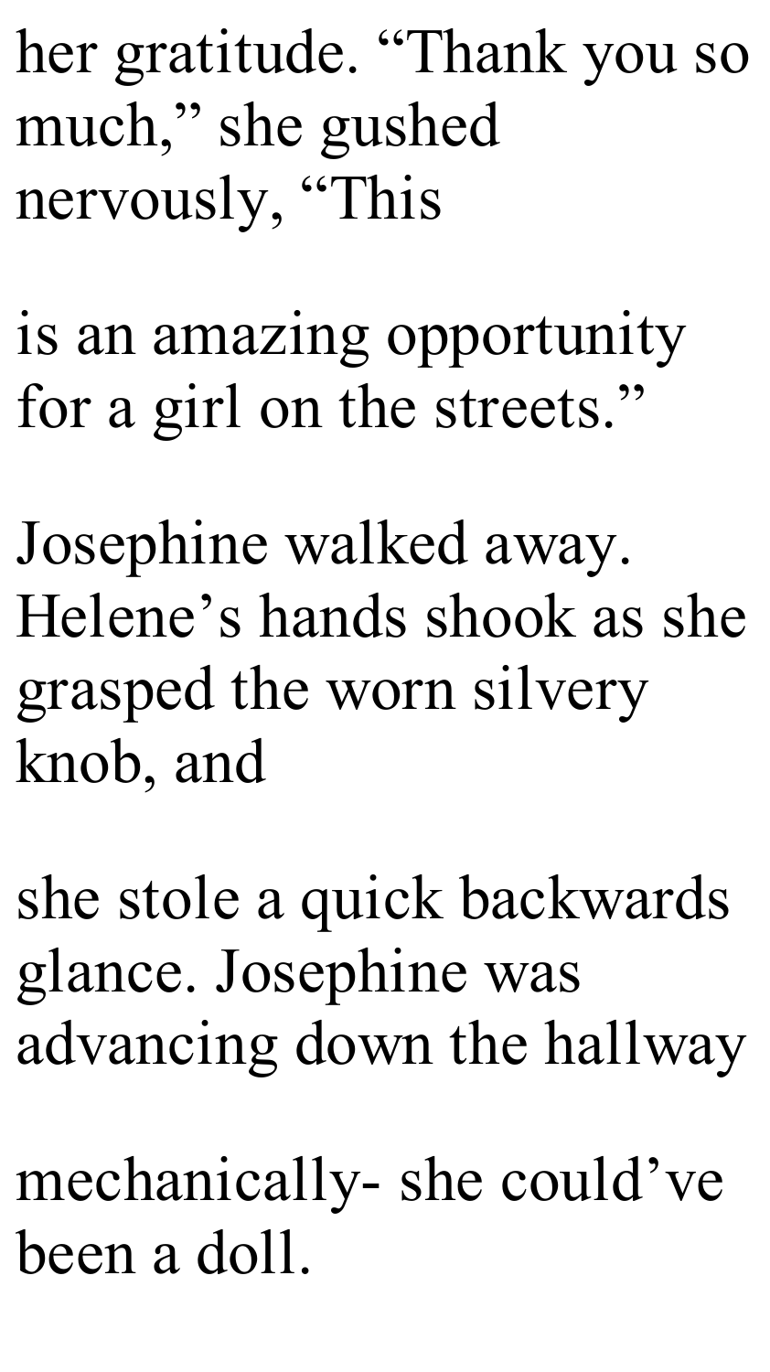her gratitude. “Thank you so much,” she gushed nervously, “This is an amazing opportunity for a girl on the streets.”

Josephine walked away. Helene’s hands shook as she grasped the worn silvery knob, and she stole a quick backwards glance. Josephine was advancing down the hallway mechanically- she could’ve been a doll.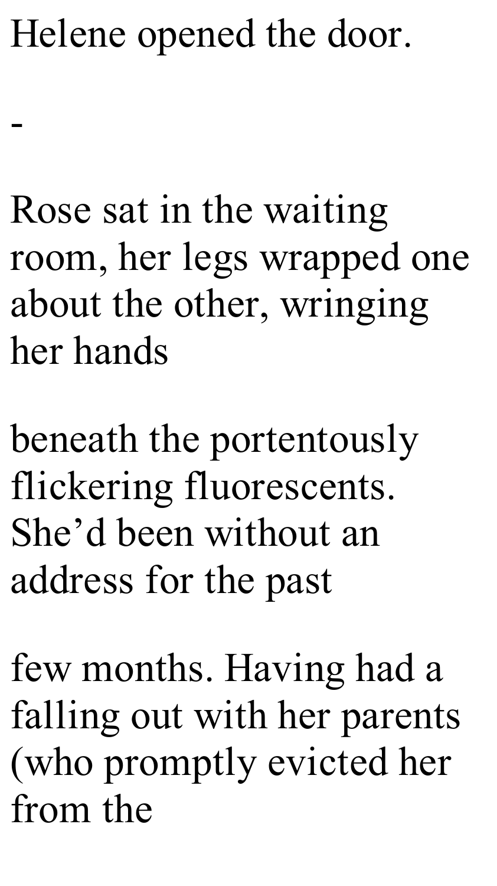Helene opened the door.

-

Rose sat in the waiting room, her legs wrapped one about the other, wringing her hands beneath the portentously flickering fluorescents. She'd been without an address for the past few months. Having had a falling out with her parents (who promptly evicted her from the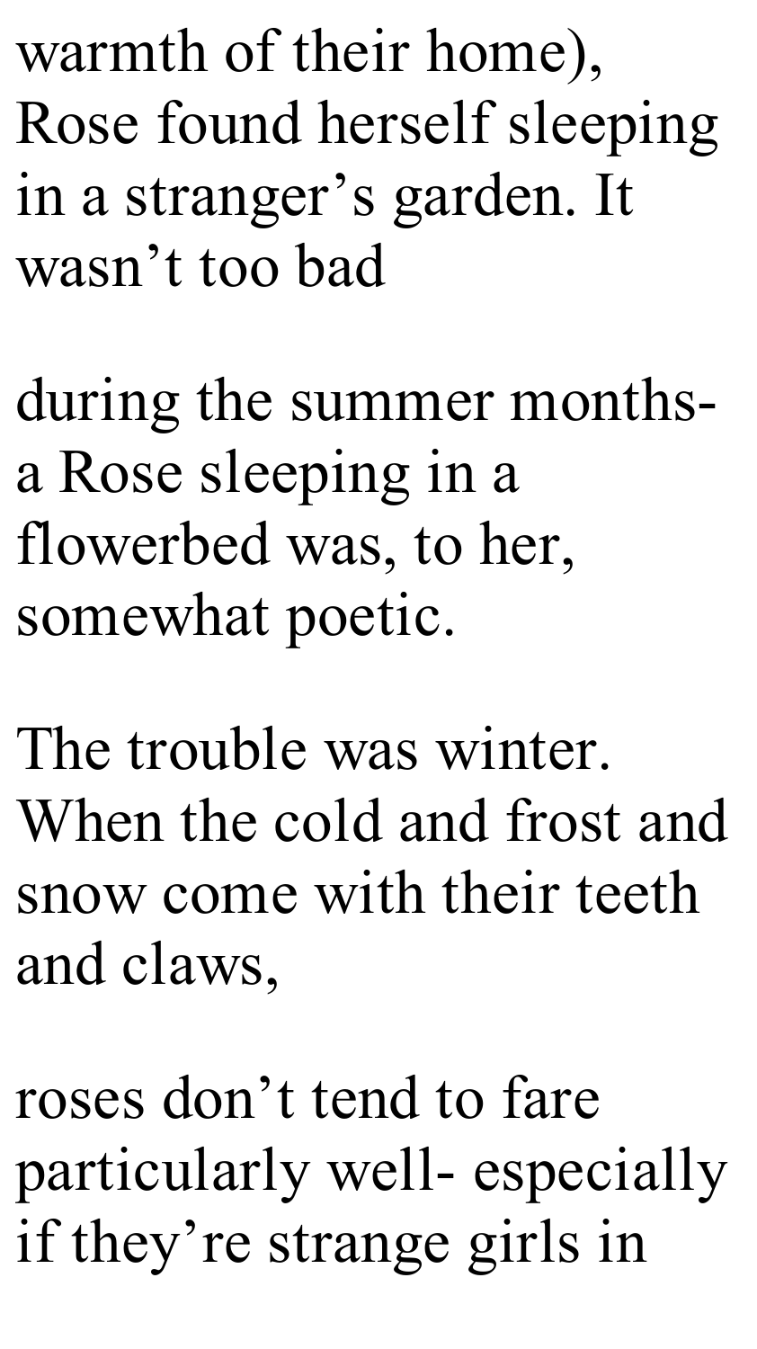warmth of their home), Rose found herself sleeping in a stranger's garden. It wasn't too bad

during the summer months- a Rose sleeping in a flowerbed was, to her, somewhat poetic.

The trouble was winter. When the cold and frost and snow come with their teeth and claws,

roses don't tend to fare particularly well- especially if they're strange girls in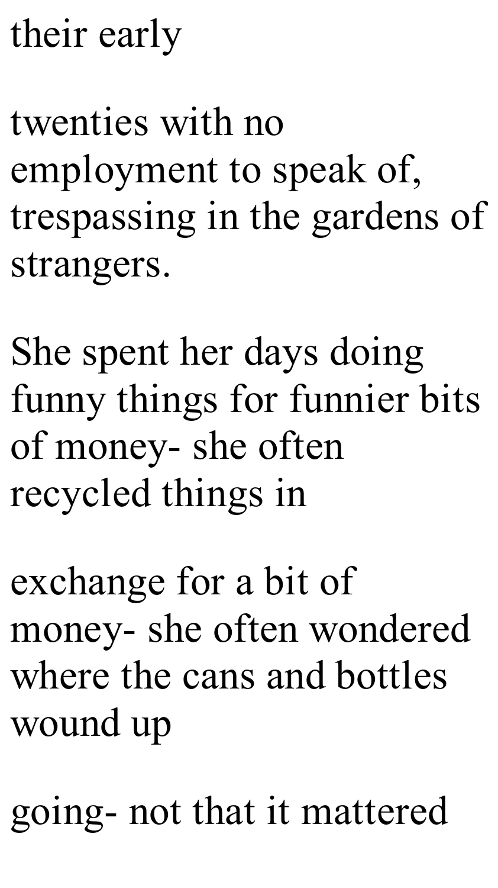their early

twenties with no
employment to speak of,
trespassing in the gardens of
strangers.

She spent her days doing
funny things for funnier bits
of money- she often
recycled things in

exchange for a bit of
money- she often wondered
where the cans and bottles
wound up

going- not that it mattered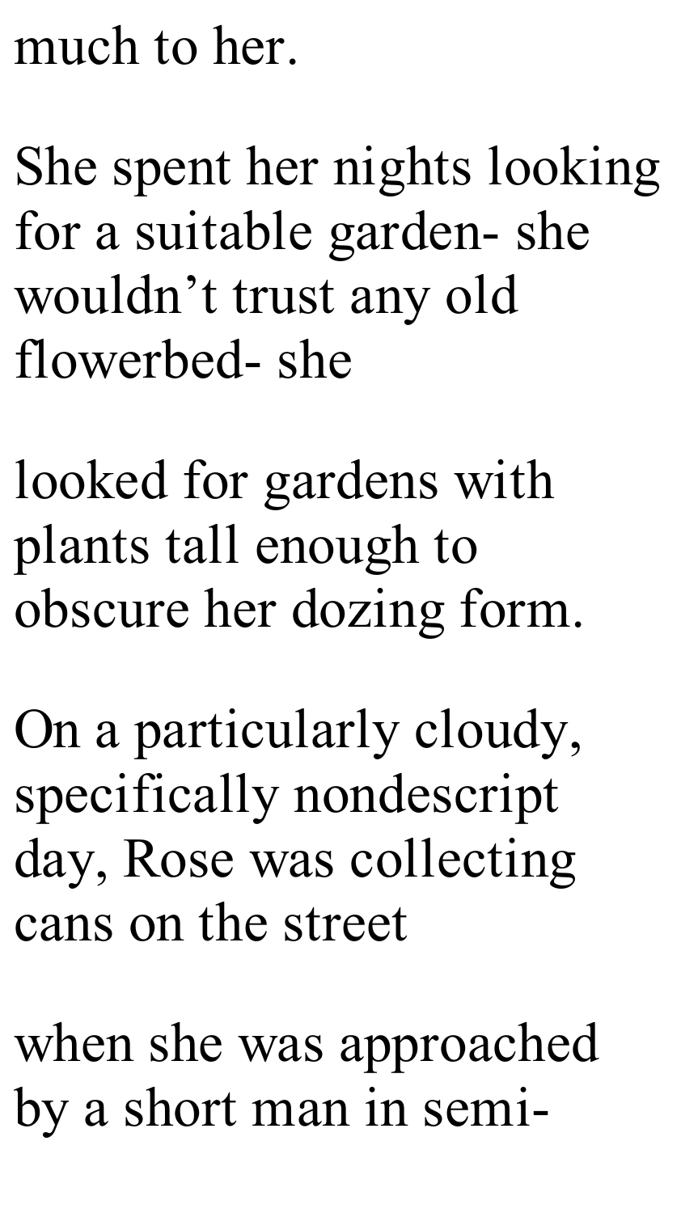much to her.

She spent her nights looking for a suitable garden- she wouldn't trust any old flowerbed- she

looked for gardens with plants tall enough to obscure her dozing form.

On a particularly cloudy, specifically nondescript day, Rose was collecting cans on the street

when she was approached by a short man in semi-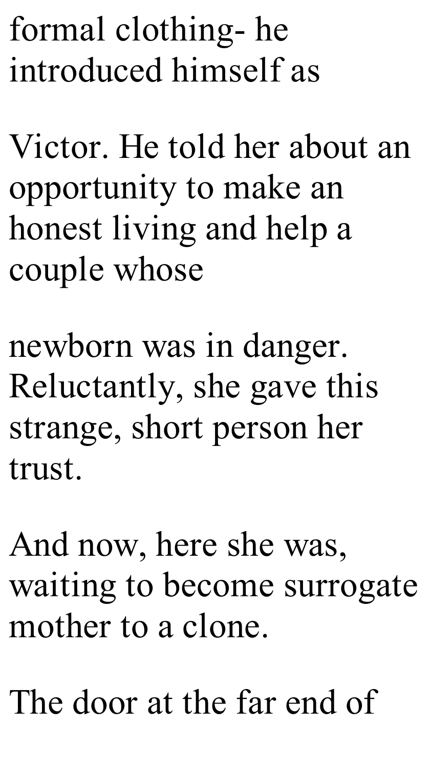formal clothing- he introduced himself as

Victor. He told her about an opportunity to make an honest living and help a couple whose

newborn was in danger. Reluctantly, she gave this strange, short person her trust.

And now, here she was, waiting to become surrogate mother to a clone.

The door at the far end of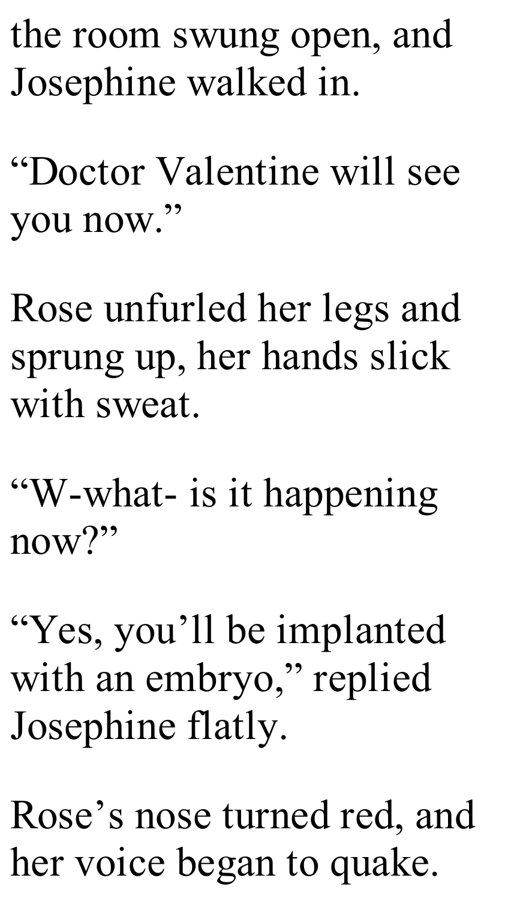the room swung open, and Josephine walked in.

"Doctor Valentine will see you now."

Rose unfurled her legs and sprung up, her hands slick with sweat.

"W-what- is it happening now?"

"Yes, you'll be implanted with an embryo," replied Josephine flatly.

Rose's nose turned red, and her voice began to quake.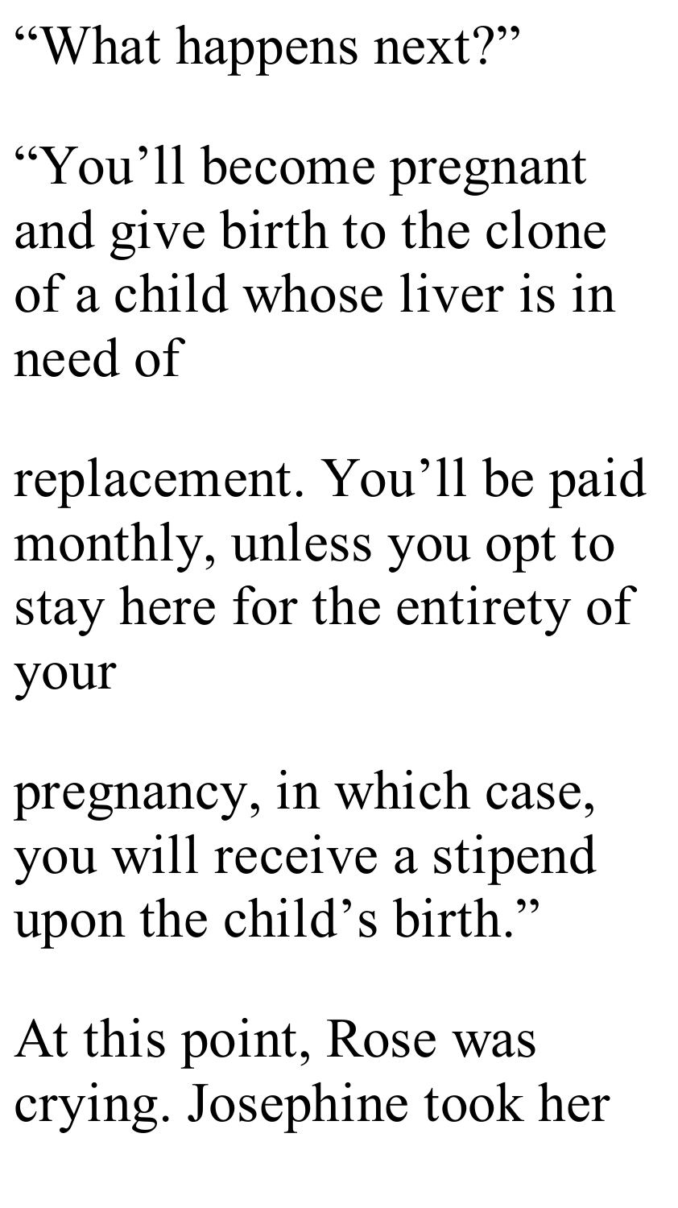"What happens next?"

"You'll become pregnant and give birth to the clone of a child whose liver is in need of replacement. You'll be paid monthly, unless you opt to stay here for the entirety of your pregnancy, in which case, you will receive a stipend upon the child's birth."

At this point, Rose was crying. Josephine took her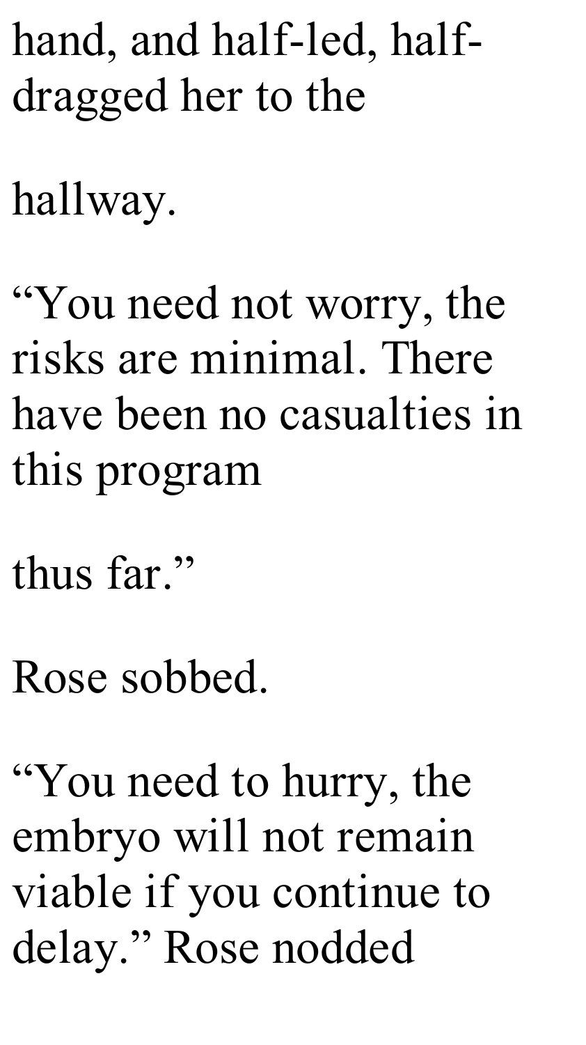hand, and half-led, half-dragged her to the hallway.

"You need not worry, the risks are minimal. There have been no casualties in this program thus far."

Rose sobbed.

"You need to hurry, the embryo will not remain viable if you continue to delay." Rose nodded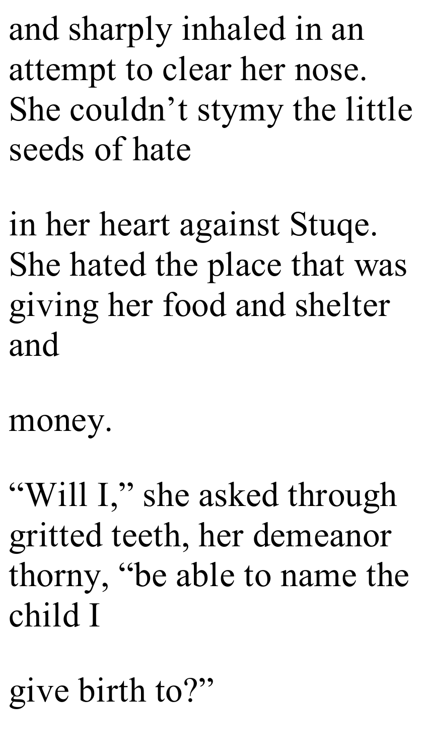and sharply inhaled in an attempt to clear her nose. She couldn’t stymy the little seeds of hate in her heart against Stuqe. She hated the place that was giving her food and shelter and money.

“Will I,” she asked through gritted teeth, her demeanor thorny, “be able to name the child I give birth to?”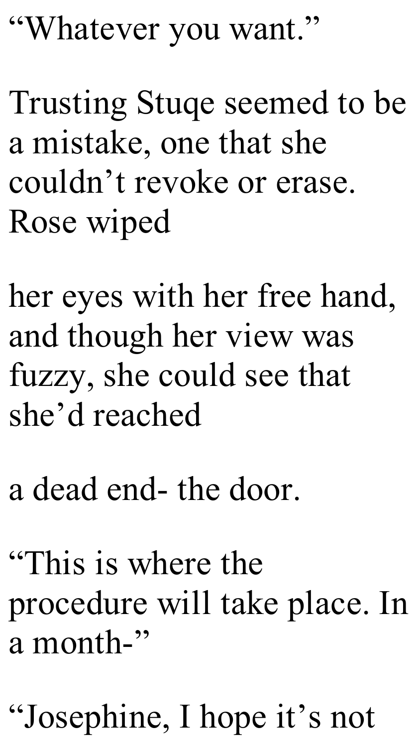"Whatever you want."

Trusting Stuqe seemed to be a mistake, one that she couldn't revoke or erase. Rose wiped

her eyes with her free hand, and though her view was fuzzy, she could see that she'd reached

a dead end- the door.

"This is where the procedure will take place. In a month-"

"Josephine, I hope it's not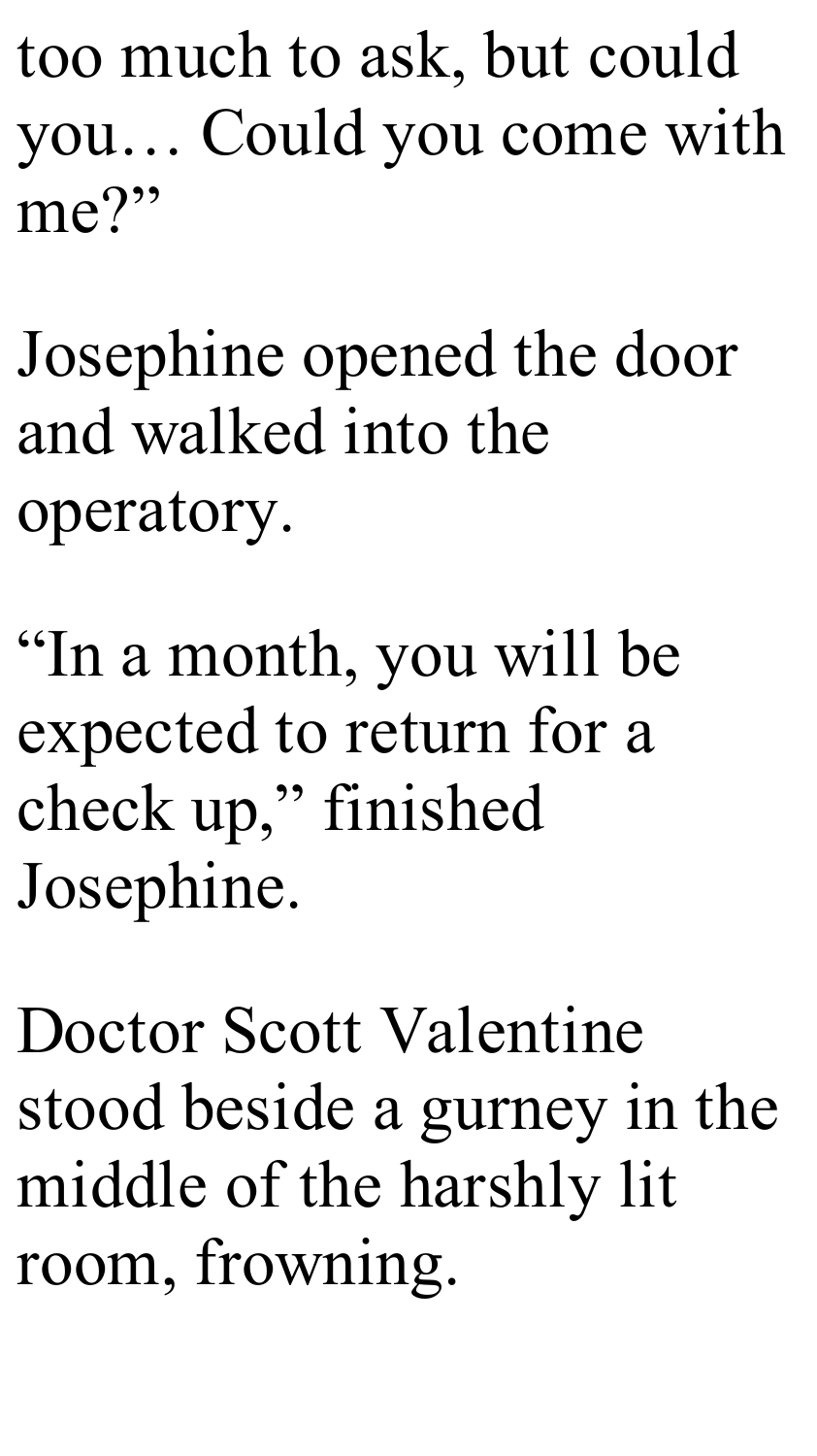too much to ask, but could you… Could you come with me?"

Josephine opened the door and walked into the operatory.

"In a month, you will be expected to return for a check up," finished Josephine.

Doctor Scott Valentine stood beside a gurney in the middle of the harshly lit room, frowning.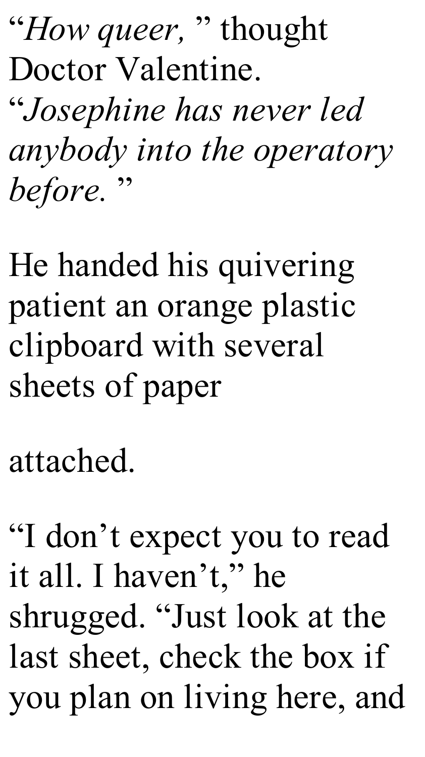"*How queer,* " thought Doctor Valentine. "*Josephine has never led anybody into the operatory before.* "

He handed his quivering patient an orange plastic clipboard with several sheets of paper

attached.

"I don't expect you to read it all. I haven't," he shrugged. "Just look at the last sheet, check the box if you plan on living here, and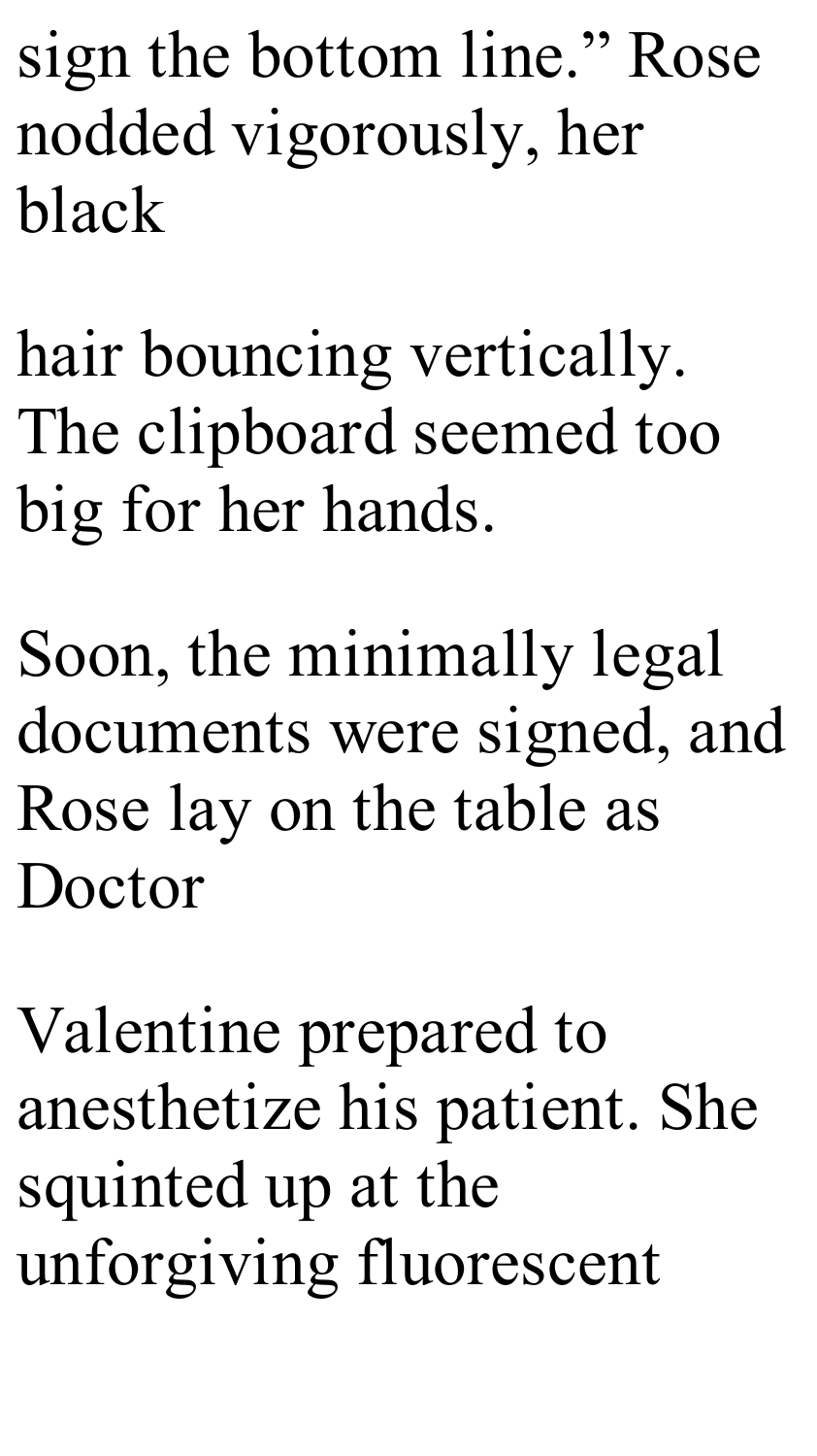sign the bottom line." Rose nodded vigorously, her black hair bouncing vertically. The clipboard seemed too big for her hands.

Soon, the minimally legal documents were signed, and Rose lay on the table as Doctor Valentine prepared to anesthetize his patient. She squinted up at the unforgiving fluorescent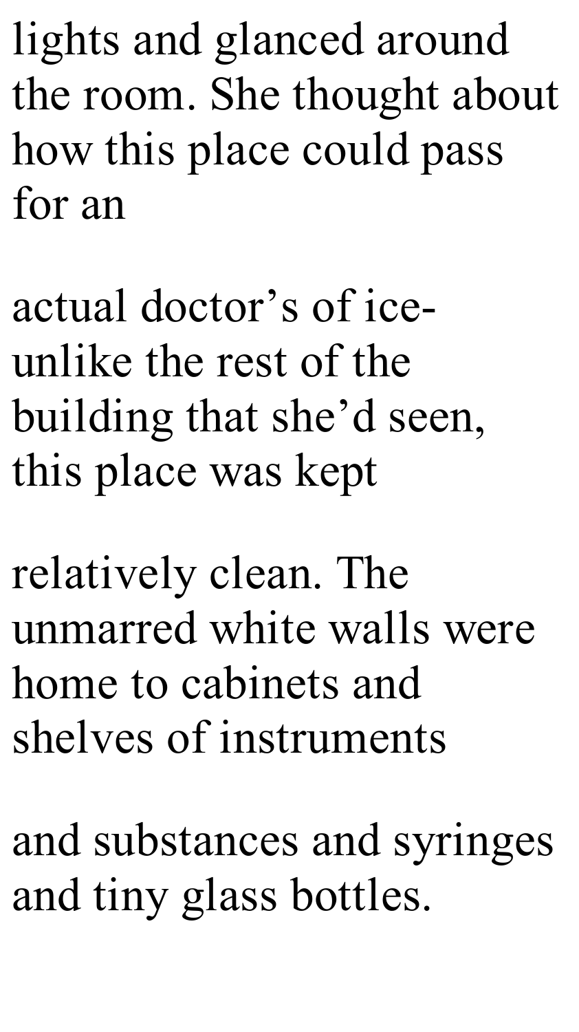lights and glanced around the room. She thought about how this place could pass for an actual doctor's of ice- unlike the rest of the building that she'd seen, this place was kept relatively clean. The unmarred white walls were home to cabinets and shelves of instruments and substances and syringes and tiny glass bottles.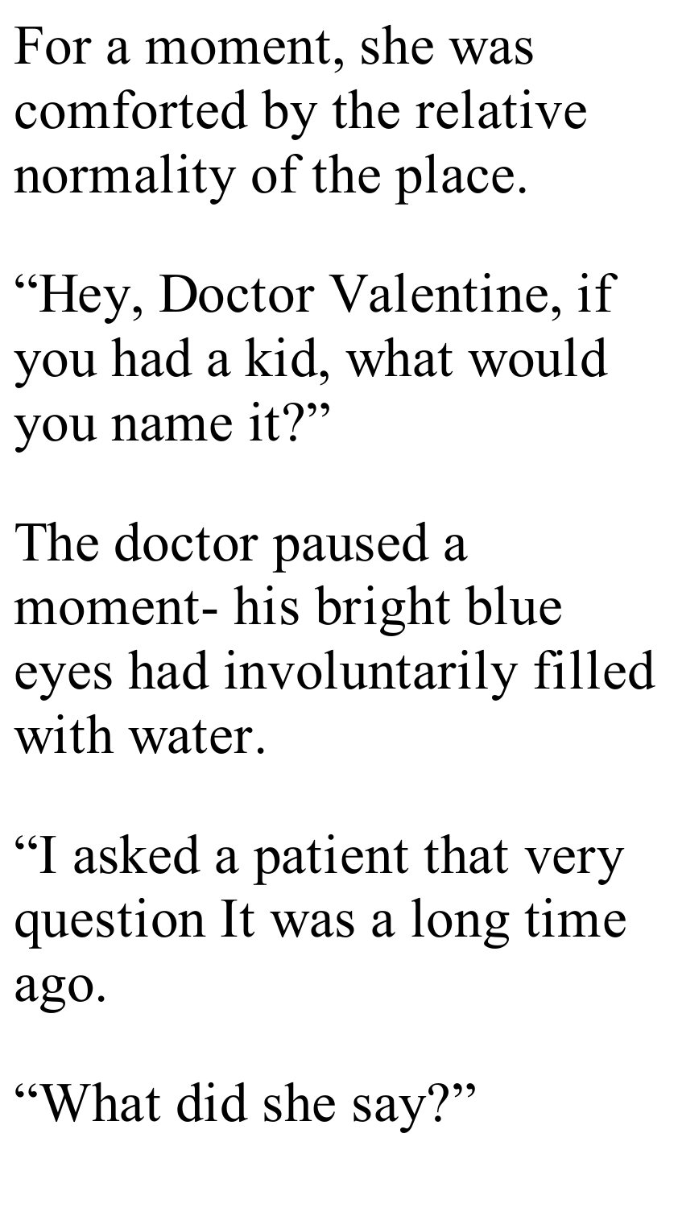For a moment, she was comforted by the relative normality of the place.

“Hey, Doctor Valentine, if you had a kid, what would you name it?”

The doctor paused a moment- his bright blue eyes had involuntarily filled with water.

“I asked a patient that very question It was a long time ago.

“What did she say?”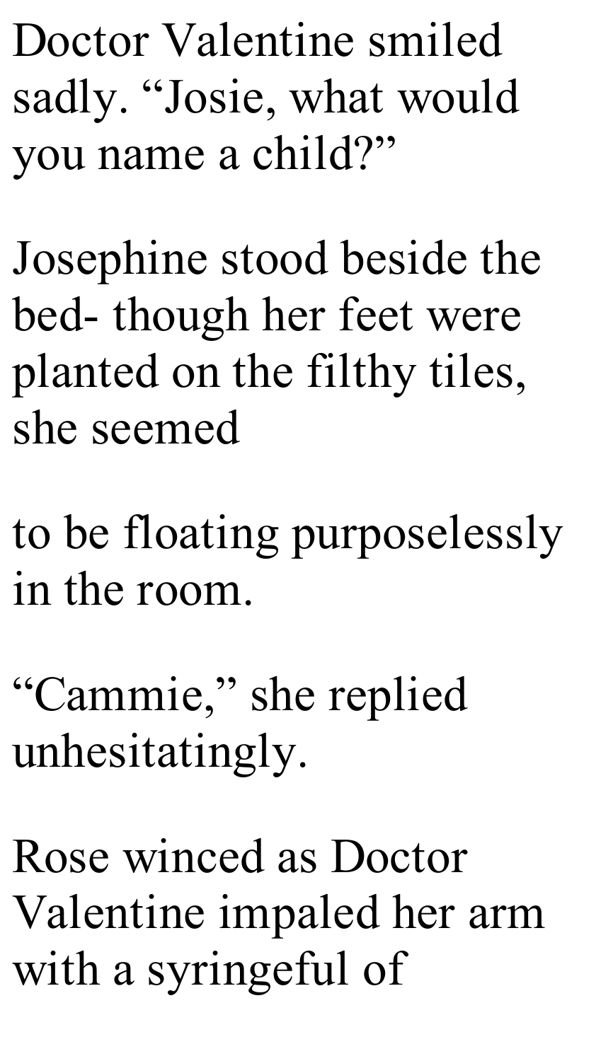Doctor Valentine smiled sadly. "Josie, what would you name a child?"

Josephine stood beside the bed- though her feet were planted on the filthy tiles, she seemed

to be floating purposelessly in the room.

"Cammie," she replied unhesitatingly.

Rose winced as Doctor Valentine impaled her arm with a syringeful of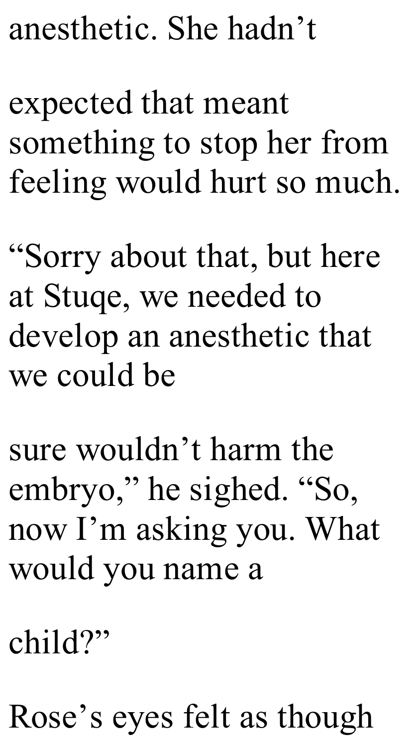anesthetic. She hadn't

expected that meant something to stop her from feeling would hurt so much.

"Sorry about that, but here at Stuqe, we needed to develop an anesthetic that we could be

sure wouldn't harm the embryo," he sighed. "So, now I'm asking you. What would you name a

child?"

Rose's eyes felt as though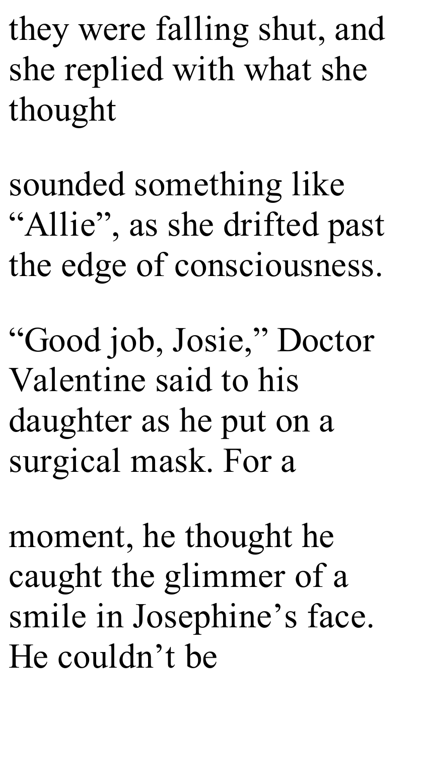they were falling shut, and she replied with what she thought sounded something like “Allie”, as she drifted past the edge of consciousness.

“Good job, Josie,” Doctor Valentine said to his daughter as he put on a surgical mask. For a moment, he thought he caught the glimmer of a smile in Josephine’s face. He couldn’t be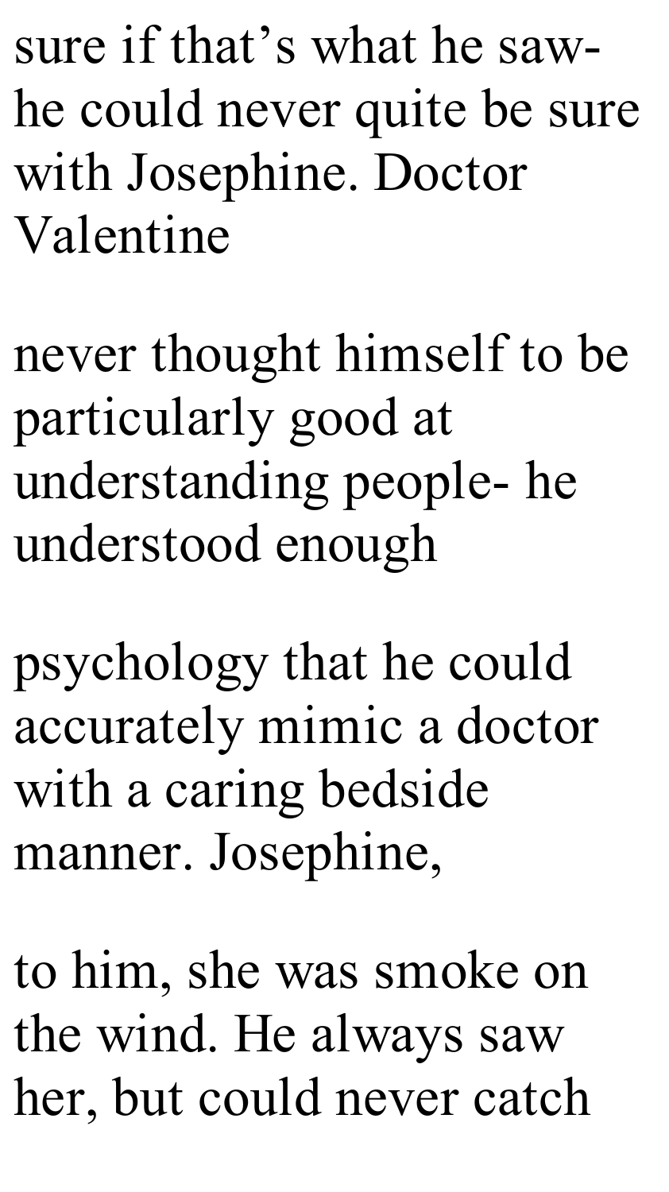sure if that's what he saw- he could never quite be sure with Josephine. Doctor Valentine

never thought himself to be particularly good at understanding people- he understood enough

psychology that he could accurately mimic a doctor with a caring bedside manner. Josephine,

to him, she was smoke on the wind. He always saw her, but could never catch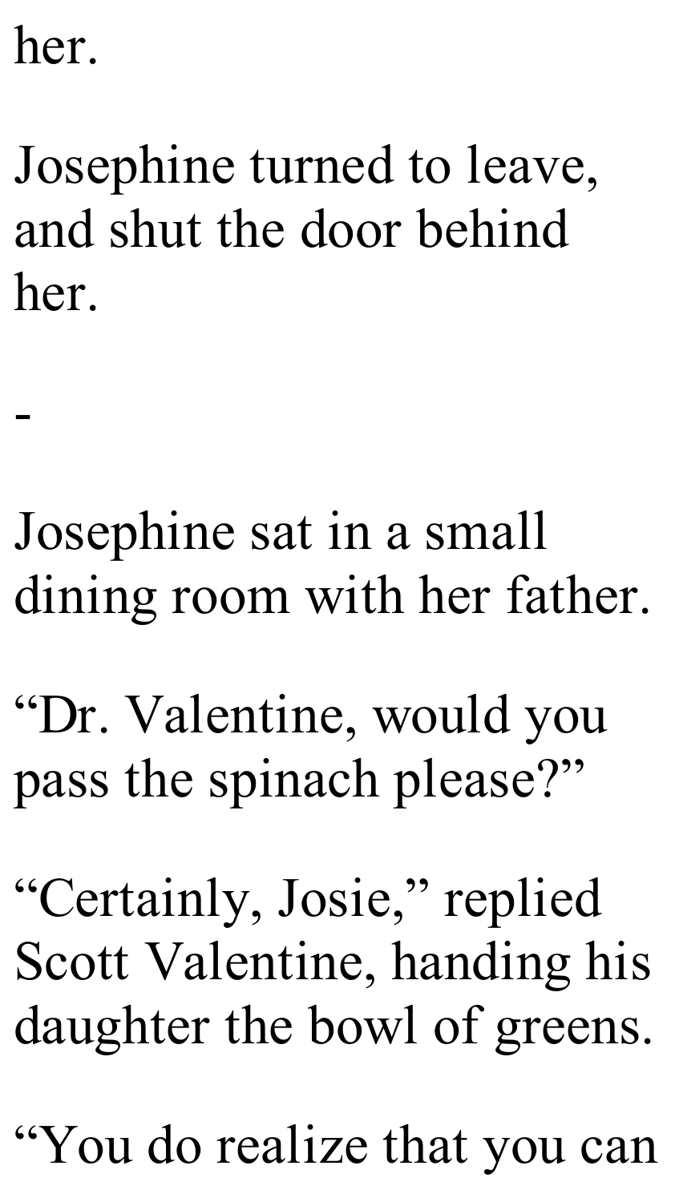her.

Josephine turned to leave, and shut the door behind her.

-

Josephine sat in a small dining room with her father.

“Dr. Valentine, would you pass the spinach please?”

“Certainly, Josie,” replied Scott Valentine, handing his daughter the bowl of greens.

“You do realize that you can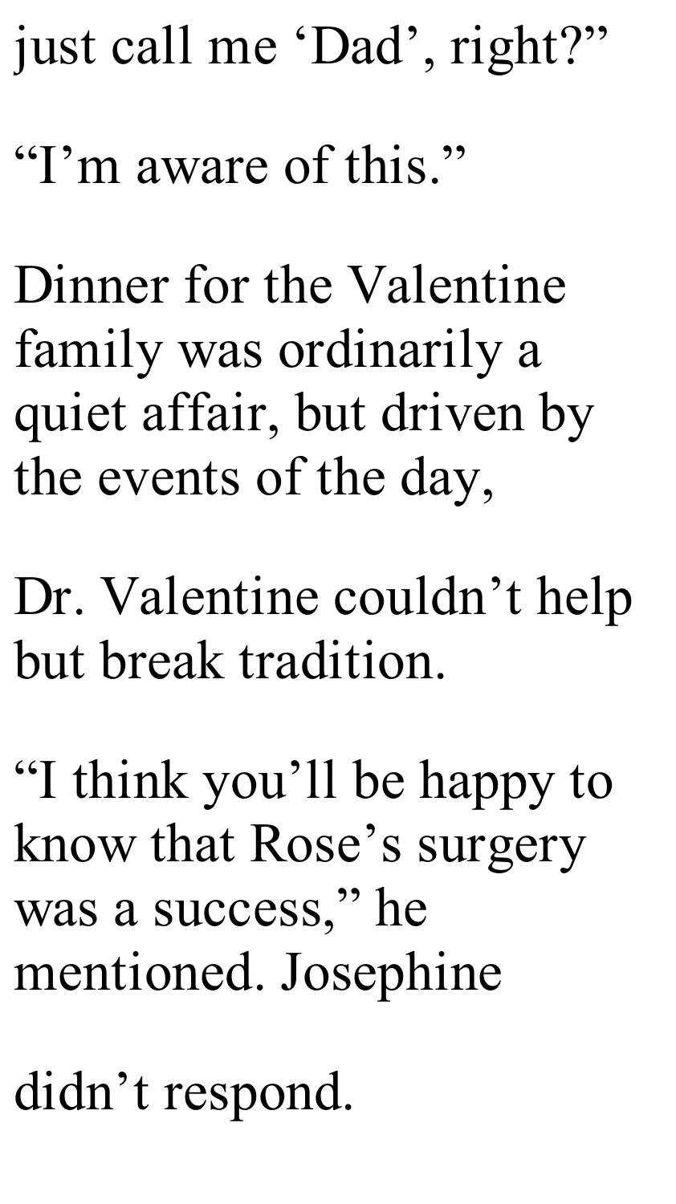just call me 'Dad', right?"

"I'm aware of this."

Dinner for the Valentine family was ordinarily a quiet affair, but driven by the events of the day,

Dr. Valentine couldn't help but break tradition.

"I think you'll be happy to know that Rose's surgery was a success," he mentioned. Josephine

didn't respond.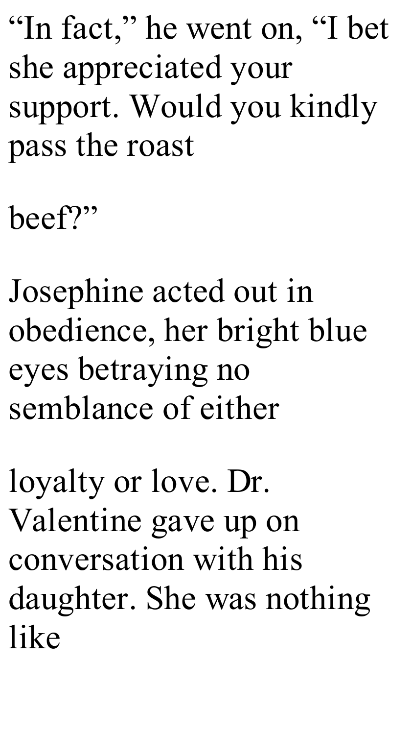"In fact," he went on, "I bet she appreciated your support. Would you kindly pass the roast

beef?"

Josephine acted out in obedience, her bright blue eyes betraying no semblance of either

loyalty or love. Dr. Valentine gave up on conversation with his daughter. She was nothing like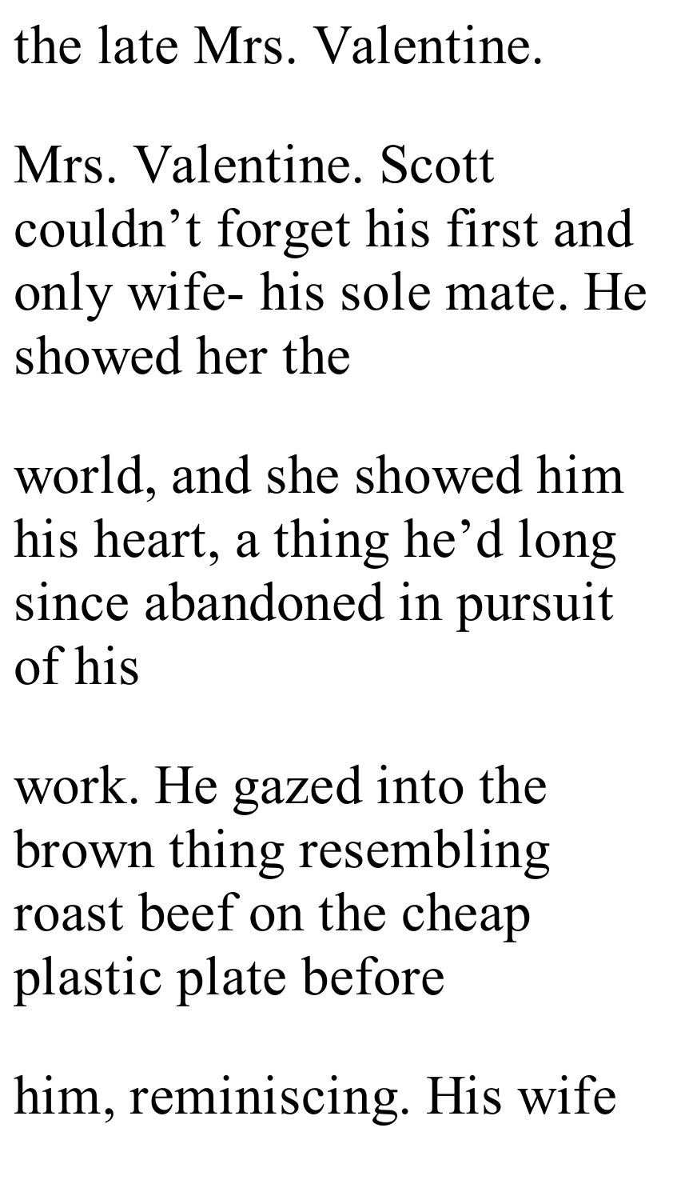the late Mrs. Valentine.

Mrs. Valentine. Scott couldn’t forget his first and only wife- his sole mate. He showed her the world, and she showed him his heart, a thing he’d long since abandoned in pursuit of his work. He gazed into the brown thing resembling roast beef on the cheap plastic plate before him, reminiscing. His wife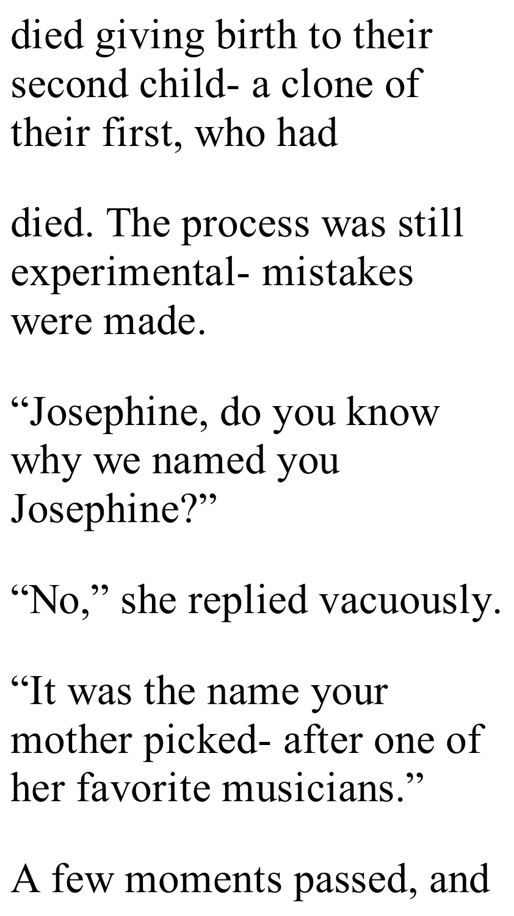died giving birth to their second child- a clone of their first, who had

died. The process was still experimental- mistakes were made.

“Josephine, do you know why we named you Josephine?”

“No,” she replied vacuously.

“It was the name your mother picked- after one of her favorite musicians.”

A few moments passed, and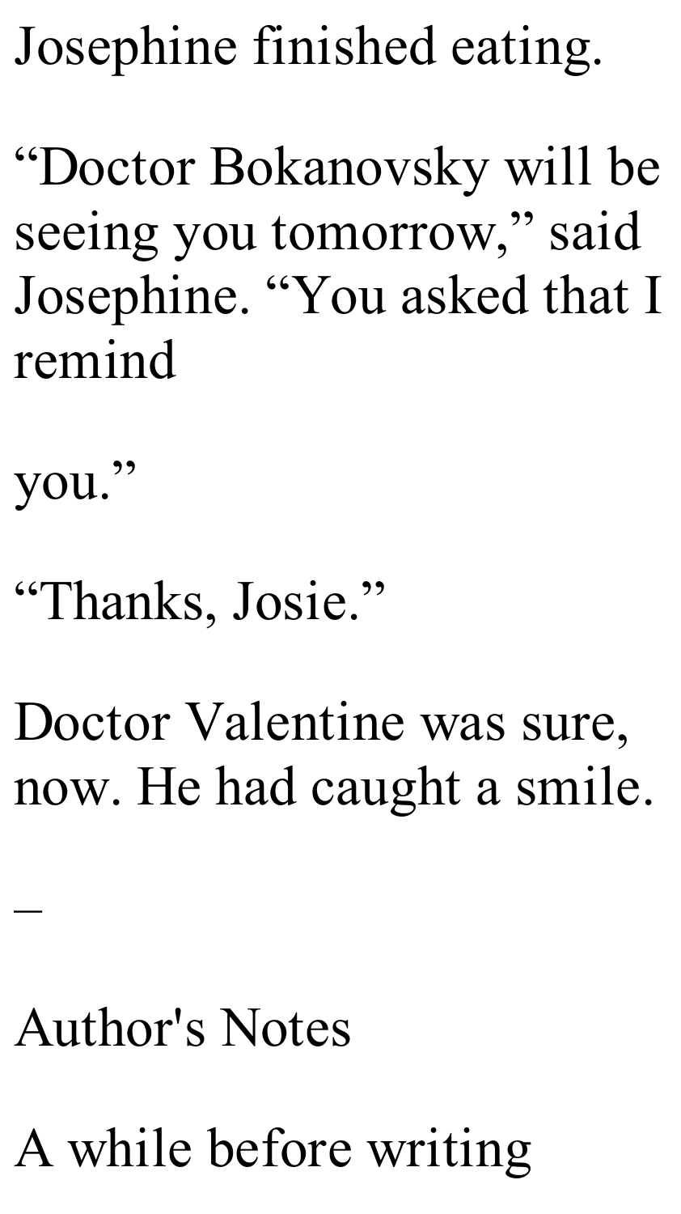Josephine finished eating.

"Doctor Bokanovsky will be seeing you tomorrow," said Josephine. "You asked that I remind

you."

"Thanks, Josie."

Doctor Valentine was sure, now. He had caught a smile.

–

Author's Notes

A while before writing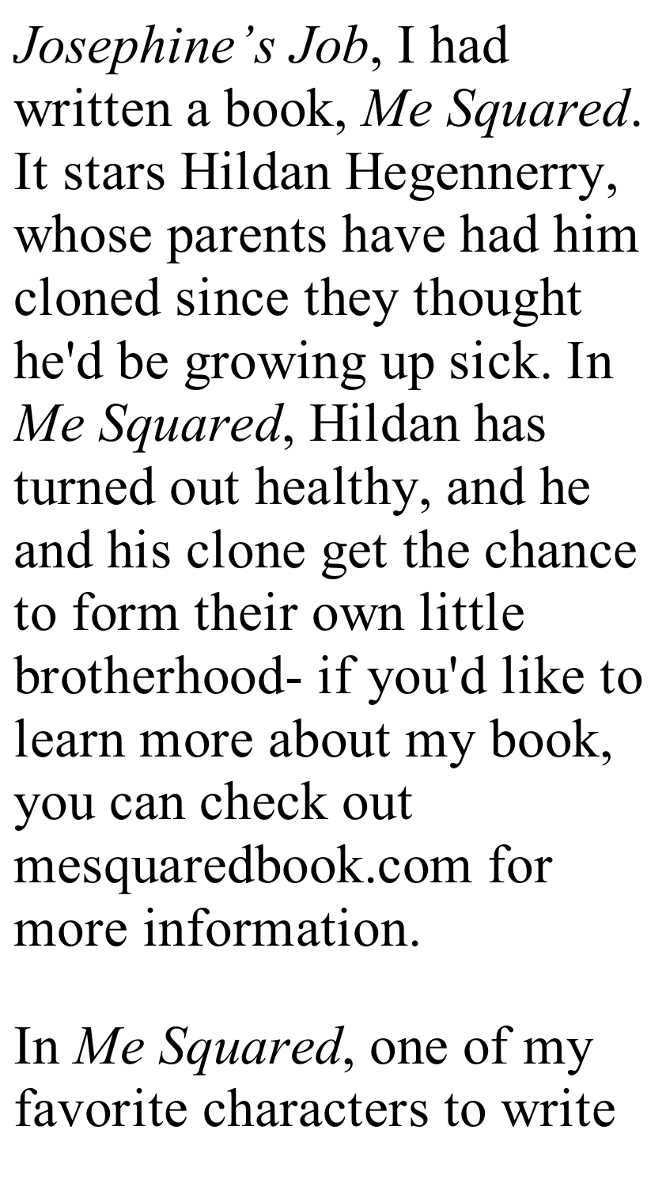*Josephine's Job*, I had written a book, *Me Squared*. It stars Hildan Hegennerry, whose parents have had him cloned since they thought he'd be growing up sick. In *Me Squared*, Hildan has turned out healthy, and he and his clone get the chance to form their own little brotherhood- if you'd like to learn more about my book, you can check out mesquaredbook.com for more information.

In *Me Squared*, one of my favorite characters to write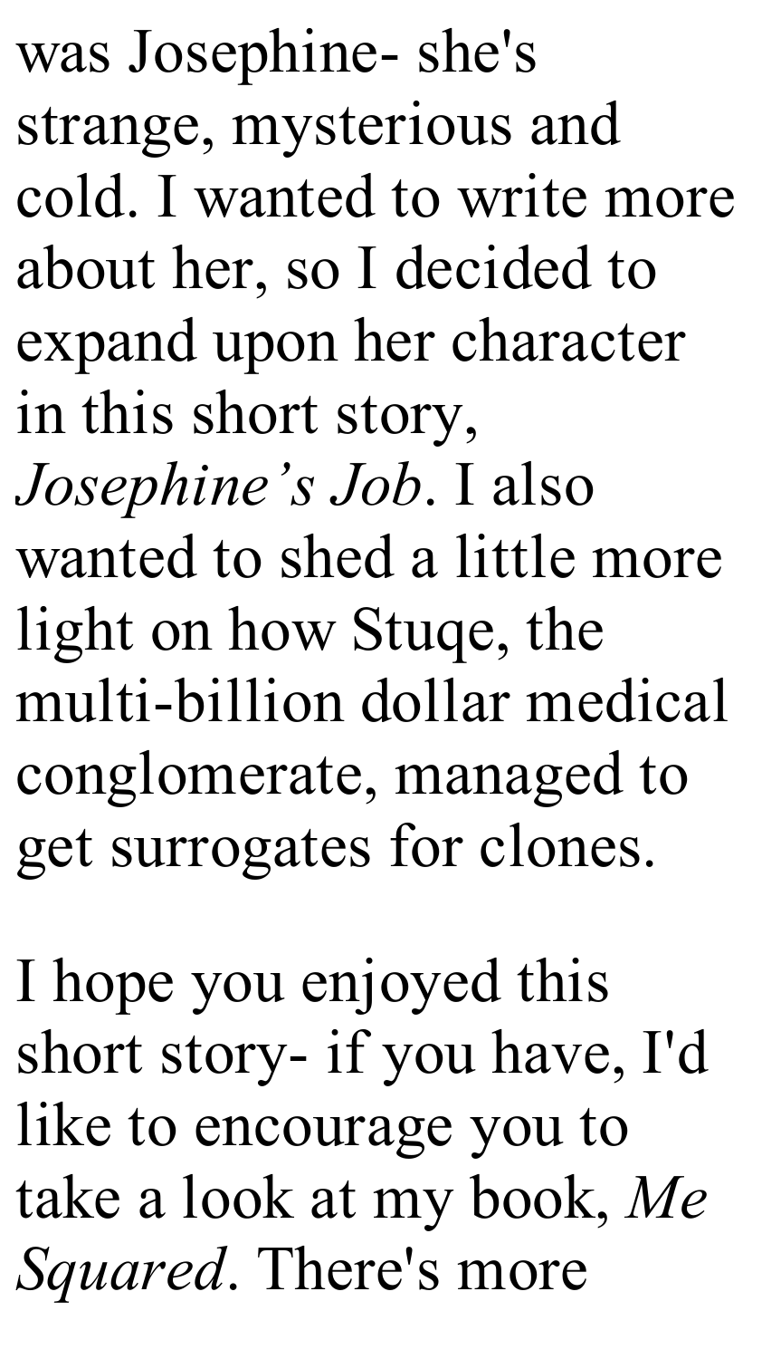was Josephine- she's strange, mysterious and cold. I wanted to write more about her, so I decided to expand upon her character in this short story, *Josephine's Job*. I also wanted to shed a little more light on how Stuqe, the multi-billion dollar medical conglomerate, managed to get surrogates for clones.

I hope you enjoyed this short story- if you have, I'd like to encourage you to take a look at my book, *Me Squared*. There's more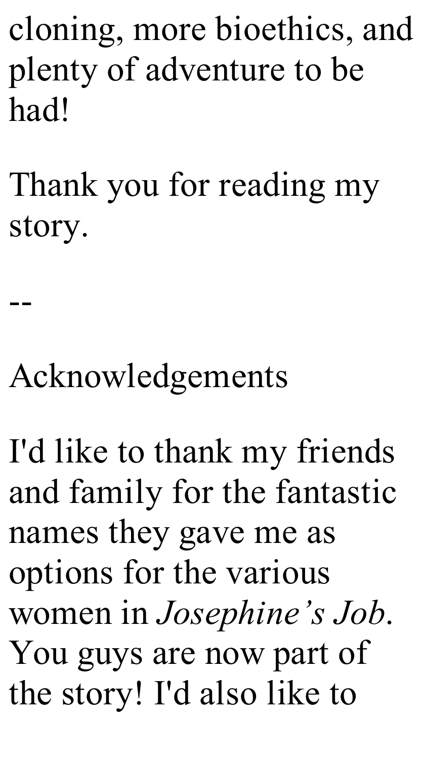cloning, more bioethics, and plenty of adventure to be had!

Thank you for reading my story.

--

## Acknowledgements

I'd like to thank my friends and family for the fantastic names they gave me as options for the various women in *Josephine's Job*. You guys are now part of the story! I'd also like to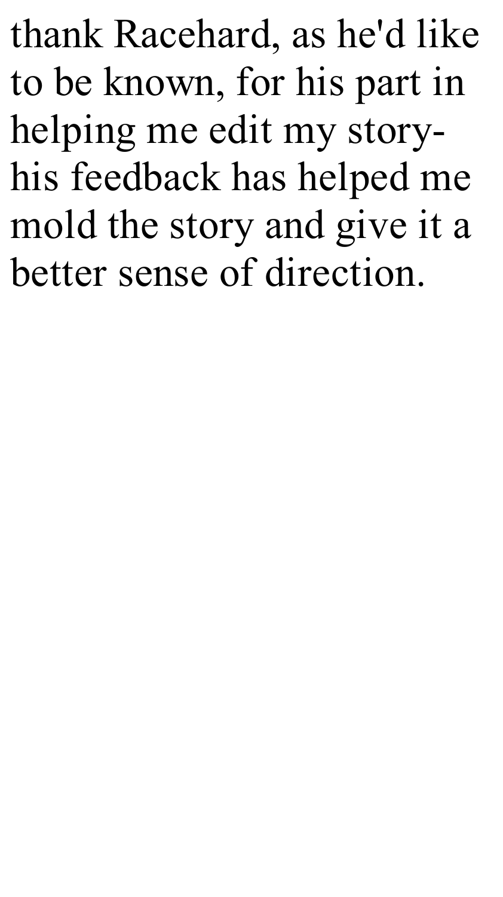thank Racehard, as he'd like to be known, for his part in helping me edit my story- his feedback has helped me mold the story and give it a better sense of direction.